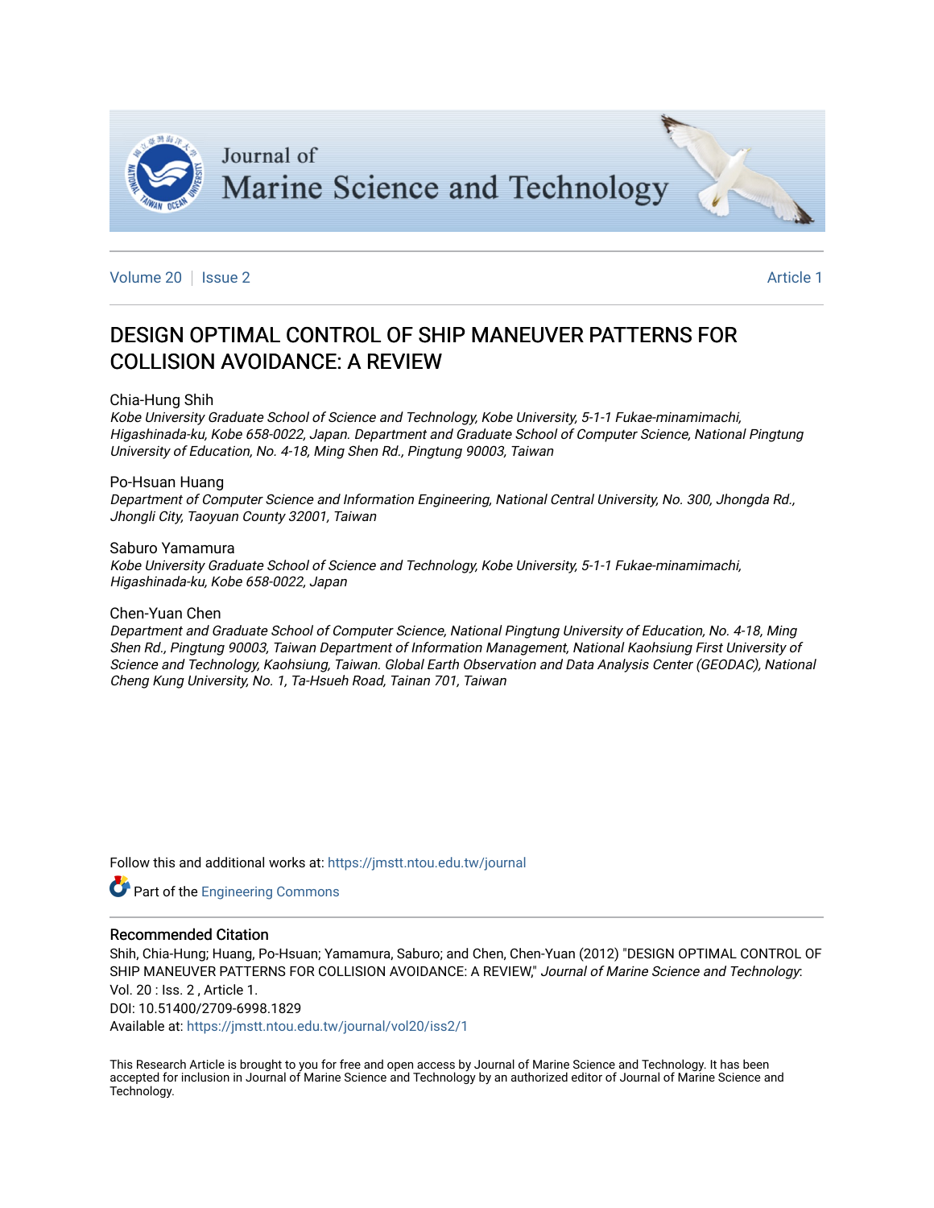Journal of Marine Science and Technology

Volume 20 | Issue 2 | Article 1

# DESIGN OPTIMAL CONTROL OF SHIP MANEUVER PATTERNS FOR COLLISION AVOIDANCE: A REVIEW

Chia-Hung Shih

*Kobe University Graduate School of Science and Technology, Kobe University, 5-1-1 Fukae-minamimachi, Higashinada-ku, Kobe 658-0022, Japan. Department and Graduate School of Computer Science, National Pingtung University of Education, No. 4-18, Ming Shen Rd., Pingtung 90003, Taiwan*

Po-Hsuan Huang

*Department of Computer Science and Information Engineering, National Central University, No. 300, Jhongda Rd., Jhongli City, Taoyuan County 32001, Taiwan*

Saburo Yamamura

*Kobe University Graduate School of Science and Technology, Kobe University, 5-1-1 Fukae-minamimachi, Higashinada-ku, Kobe 658-0022, Japan*

Chen-Yuan Chen

*Department and Graduate School of Computer Science, National Pingtung University of Education, No. 4-18, Ming Shen Rd., Pingtung 90003, Taiwan Department of Information Management, National Kaohsiung First University of Science and Technology, Kaohsiung, Taiwan. Global Earth Observation and Data Analysis Center (GEODAC), National Cheng Kung University, No. 1, Ta-Hsueh Road, Tainan 701, Taiwan*

Follow this and additional works at: https://jmstt.ntou.edu.tw/journal

Part of the Engineering Commons

### Recommended Citation

Shih, Chia-Hung; Huang, Po-Hsuan; Yamamura, Saburo; and Chen, Chen-Yuan (2012) "DESIGN OPTIMAL CONTROL OF SHIP MANEUVER PATTERNS FOR COLLISION AVOIDANCE: A REVIEW," *Journal of Marine Science and Technology*: Vol. 20 : Iss. 2 , Article 1.
DOI: 10.51400/2709-6998.1829
Available at: https://jmstt.ntou.edu.tw/journal/vol20/iss2/1

This Research Article is brought to you for free and open access by Journal of Marine Science and Technology. It has been accepted for inclusion in Journal of Marine Science and Technology by an authorized editor of Journal of Marine Science and Technology.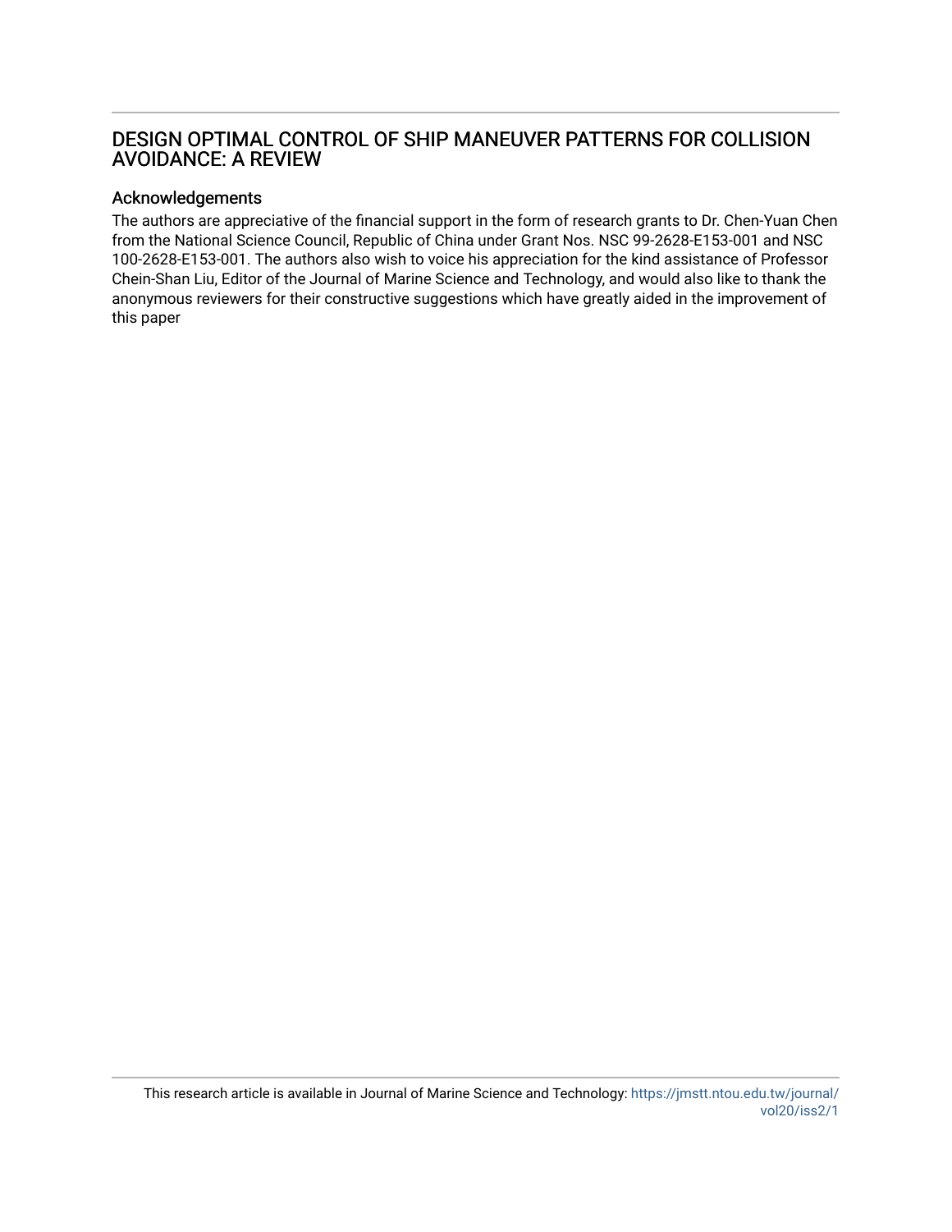# DESIGN OPTIMAL CONTROL OF SHIP MANEUVER PATTERNS FOR COLLISION AVOIDANCE: A REVIEW

## Acknowledgements

The authors are appreciative of the financial support in the form of research grants to Dr. Chen-Yuan Chen from the National Science Council, Republic of China under Grant Nos. NSC 99-2628-E153-001 and NSC 100-2628-E153-001. The authors also wish to voice his appreciation for the kind assistance of Professor Chein-Shan Liu, Editor of the Journal of Marine Science and Technology, and would also like to thank the anonymous reviewers for their constructive suggestions which have greatly aided in the improvement of this paper

This research article is available in Journal of Marine Science and Technology: https://jmstt.ntou.edu.tw/journal/vol20/iss2/1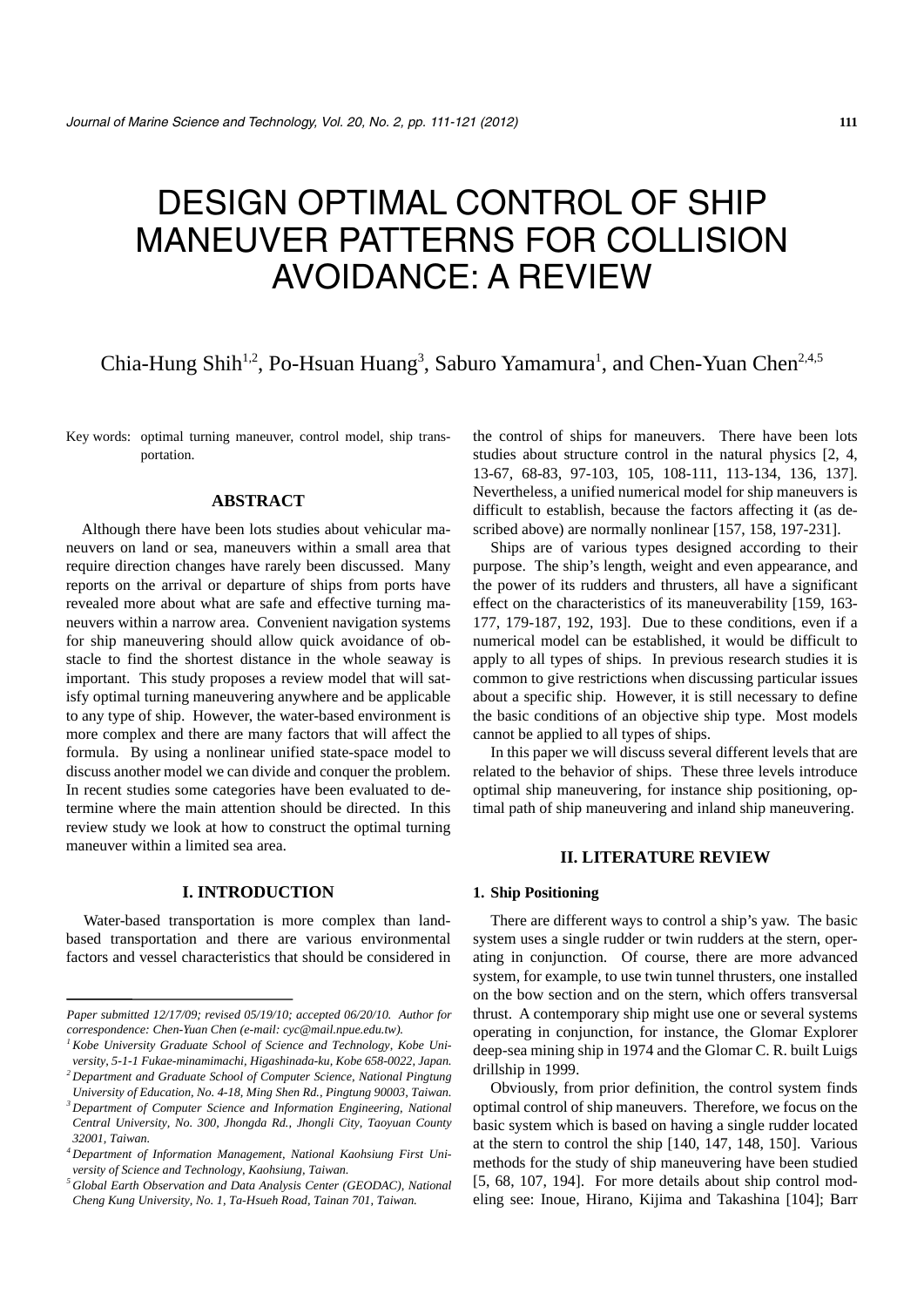# DESIGN OPTIMAL CONTROL OF SHIP MANEUVER PATTERNS FOR COLLISION AVOIDANCE: A REVIEW

Chia-Hung Shih[1,2], Po-Hsuan Huang[3], Saburo Yamamura[1], and Chen-Yuan Chen[2,4,5]

Key words: optimal turning maneuver, control model, ship transportation.

## ABSTRACT

Although there have been lots studies about vehicular maneuvers on land or sea, maneuvers within a small area that require direction changes have rarely been discussed. Many reports on the arrival or departure of ships from ports have revealed more about what are safe and effective turning maneuvers within a narrow area. Convenient navigation systems for ship maneuvering should allow quick avoidance of obstacle to find the shortest distance in the whole seaway is important. This study proposes a review model that will satisfy optimal turning maneuvering anywhere and be applicable to any type of ship. However, the water-based environment is more complex and there are many factors that will affect the formula. By using a nonlinear unified state-space model to discuss another model we can divide and conquer the problem. In recent studies some categories have been evaluated to determine where the main attention should be directed. In this review study we look at how to construct the optimal turning maneuver within a limited sea area.

## I. INTRODUCTION

Water-based transportation is more complex than land-based transportation and there are various environmental factors and vessel characteristics that should be considered in the control of ships for maneuvers. There have been lots studies about structure control in the natural physics [2, 4, 13-67, 68-83, 97-103, 105, 108-111, 113-134, 136, 137]. Nevertheless, a unified numerical model for ship maneuvers is difficult to establish, because the factors affecting it (as described above) are normally nonlinear [157, 158, 197-231].

Ships are of various types designed according to their purpose. The ship's length, weight and even appearance, and the power of its rudders and thrusters, all have a significant effect on the characteristics of its maneuverability [159, 163-177, 179-187, 192, 193]. Due to these conditions, even if a numerical model can be established, it would be difficult to apply to all types of ships. In previous research studies it is common to give restrictions when discussing particular issues about a specific ship. However, it is still necessary to define the basic conditions of an objective ship type. Most models cannot be applied to all types of ships.

In this paper we will discuss several different levels that are related to the behavior of ships. These three levels introduce optimal ship maneuvering, for instance ship positioning, optimal path of ship maneuvering and inland ship maneuvering.

## II. LITERATURE REVIEW

### 1. Ship Positioning

There are different ways to control a ship's yaw. The basic system uses a single rudder or twin rudders at the stern, operating in conjunction. Of course, there are more advanced system, for example, to use twin tunnel thrusters, one installed on the bow section and on the stern, which offers transversal thrust. A contemporary ship might use one or several systems operating in conjunction, for instance, the Glomar Explorer deep-sea mining ship in 1974 and the Glomar C. R. built Luigs drillship in 1999.

Obviously, from prior definition, the control system finds optimal control of ship maneuvers. Therefore, we focus on the basic system which is based on having a single rudder located at the stern to control the ship [140, 147, 148, 150]. Various methods for the study of ship maneuvering have been studied [5, 68, 107, 194]. For more details about ship control modeling see: Inoue, Hirano, Kijima and Takashina [104]; Barr

---

*Paper submitted 12/17/09; revised 05/19/10; accepted 06/20/10. Author for correspondence: Chen-Yuan Chen (e-mail: cyc@mail.npue.edu.tw).*

*[1] Kobe University Graduate School of Science and Technology, Kobe University, 5-1-1 Fukae-minamimachi, Higashinada-ku, Kobe 658-0022, Japan.*

*[2] Department and Graduate School of Computer Science, National Pingtung University of Education, No. 4-18, Ming Shen Rd., Pingtung 90003, Taiwan.*

*[3] Department of Computer Science and Information Engineering, National Central University, No. 300, Jhongda Rd., Jhongli City, Taoyuan County 32001, Taiwan.*

*[4] Department of Information Management, National Kaohsiung First University of Science and Technology, Kaohsiung, Taiwan.*

*[5] Global Earth Observation and Data Analysis Center (GEODAC), National Cheng Kung University, No. 1, Ta-Hsueh Road, Tainan 701, Taiwan.*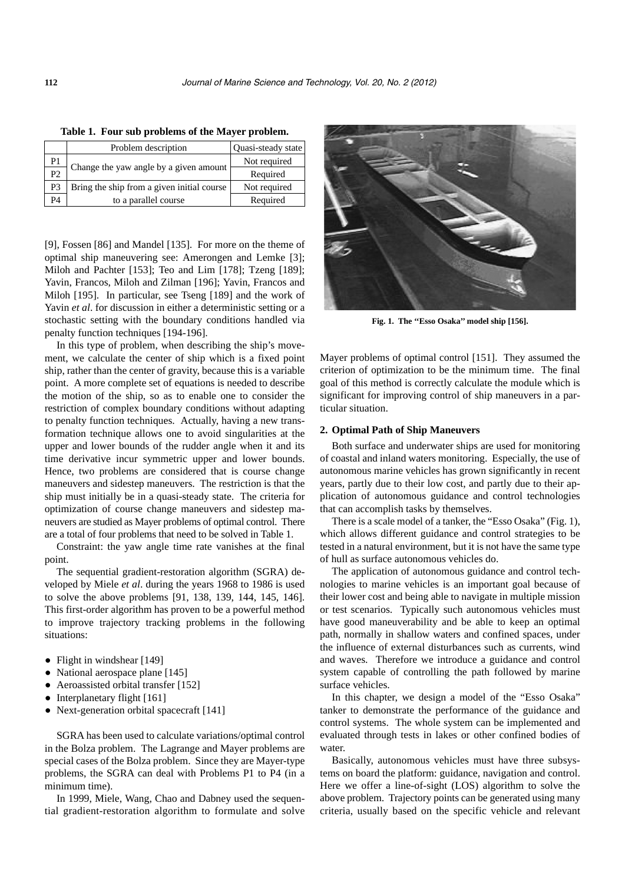**Table 1. Four sub problems of the Mayer problem.**

| | Problem description | Quasi-steady state |
|---|---|---|
| P1 | Change the yaw angle by a given amount | Not required |
| P2 | | Required |
| P3 | Bring the ship from a given initial course to a parallel course | Not required |
| P4 | | Required |

[9], Fossen [86] and Mandel [135]. For more on the theme of optimal ship maneuvering see: Amerongen and Lemke [3]; Miloh and Pachter [153]; Teo and Lim [178]; Tzeng [189]; Yavin, Francos, Miloh and Zilman [196]; Yavin, Francos and Miloh [195]. In particular, see Tseng [189] and the work of Yavin *et al*. for discussion in either a deterministic setting or a stochastic setting with the boundary conditions handled via penalty function techniques [194-196].

In this type of problem, when describing the ship's movement, we calculate the center of ship which is a fixed point ship, rather than the center of gravity, because this is a variable point. A more complete set of equations is needed to describe the motion of the ship, so as to enable one to consider the restriction of complex boundary conditions without adapting to penalty function techniques. Actually, having a new transformation technique allows one to avoid singularities at the upper and lower bounds of the rudder angle when it and its time derivative incur symmetric upper and lower bounds. Hence, two problems are considered that is course change maneuvers and sidestep maneuvers. The restriction is that the ship must initially be in a quasi-steady state. The criteria for optimization of course change maneuvers and sidestep maneuvers are studied as Mayer problems of optimal control. There are a total of four problems that need to be solved in Table 1.

Constraint: the yaw angle time rate vanishes at the final point.

The sequential gradient-restoration algorithm (SGRA) developed by Miele *et al*. during the years 1968 to 1986 is used to solve the above problems [91, 138, 139, 144, 145, 146]. This first-order algorithm has proven to be a powerful method to improve trajectory tracking problems in the following situations:

- Flight in windshear [149]
- National aerospace plane [145]
- Aeroassisted orbital transfer [152]
- Interplanetary flight [161]
- Next-generation orbital spacecraft [141]

SGRA has been used to calculate variations/optimal control in the Bolza problem. The Lagrange and Mayer problems are special cases of the Bolza problem. Since they are Mayer-type problems, the SGRA can deal with Problems P1 to P4 (in a minimum time).

In 1999, Miele, Wang, Chao and Dabney used the sequential gradient-restoration algorithm to formulate and solve Mayer problems of optimal control [151]. They assumed the criterion of optimization to be the minimum time. The final goal of this method is correctly calculate the module which is significant for improving control of ship maneuvers in a particular situation.

**Fig. 1. The "Esso Osaka" model ship [156].**

## 2. Optimal Path of Ship Maneuvers

Both surface and underwater ships are used for monitoring of coastal and inland waters monitoring. Especially, the use of autonomous marine vehicles has grown significantly in recent years, partly due to their low cost, and partly due to their application of autonomous guidance and control technologies that can accomplish tasks by themselves.

There is a scale model of a tanker, the "Esso Osaka" (Fig. 1), which allows different guidance and control strategies to be tested in a natural environment, but it is not have the same type of hull as surface autonomous vehicles do.

The application of autonomous guidance and control technologies to marine vehicles is an important goal because of their lower cost and being able to navigate in multiple mission or test scenarios. Typically such autonomous vehicles must have good maneuverability and be able to keep an optimal path, normally in shallow waters and confined spaces, under the influence of external disturbances such as currents, wind and waves. Therefore we introduce a guidance and control system capable of controlling the path followed by marine surface vehicles.

In this chapter, we design a model of the "Esso Osaka" tanker to demonstrate the performance of the guidance and control systems. The whole system can be implemented and evaluated through tests in lakes or other confined bodies of water.

Basically, autonomous vehicles must have three subsystems on board the platform: guidance, navigation and control. Here we offer a line-of-sight (LOS) algorithm to solve the above problem. Trajectory points can be generated using many criteria, usually based on the specific vehicle and relevant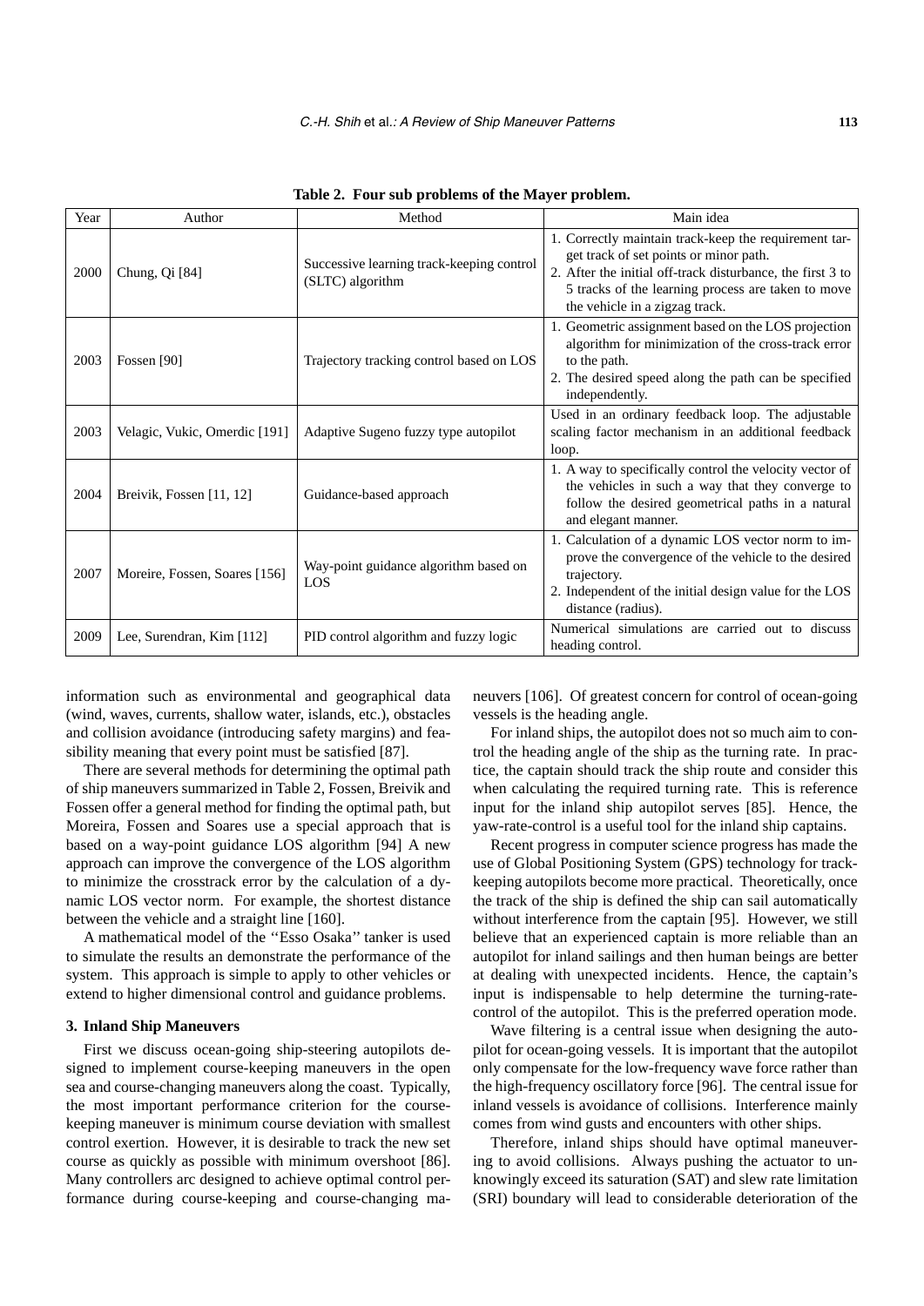**Table 2. Four sub problems of the Mayer problem.**

| Year | Author | Method | Main idea |
|---|---|---|---|
| 2000 | Chung, Qi [84] | Successive learning track-keeping control (SLTC) algorithm | 1. Correctly maintain track-keep the requirement target track of set points or minor path. 2. After the initial off-track disturbance, the first 3 to 5 tracks of the learning process are taken to move the vehicle in a zigzag track. |
| 2003 | Fossen [90] | Trajectory tracking control based on LOS | 1. Geometric assignment based on the LOS projection algorithm for minimization of the cross-track error to the path. 2. The desired speed along the path can be specified independently. |
| 2003 | Velagic, Vukic, Omerdic [191] | Adaptive Sugeno fuzzy type autopilot | Used in an ordinary feedback loop. The adjustable scaling factor mechanism in an additional feedback loop. |
| 2004 | Breivik, Fossen [11, 12] | Guidance-based approach | 1. A way to specifically control the velocity vector of the vehicles in such a way that they converge to follow the desired geometrical paths in a natural and elegant manner. |
| 2007 | Moreire, Fossen, Soares [156] | Way-point guidance algorithm based on LOS | 1. Calculation of a dynamic LOS vector norm to improve the convergence of the vehicle to the desired trajectory. 2. Independent of the initial design value for the LOS distance (radius). |
| 2009 | Lee, Surendran, Kim [112] | PID control algorithm and fuzzy logic | Numerical simulations are carried out to discuss heading control. |

information such as environmental and geographical data (wind, waves, currents, shallow water, islands, etc.), obstacles and collision avoidance (introducing safety margins) and feasibility meaning that every point must be satisfied [87].

There are several methods for determining the optimal path of ship maneuvers summarized in Table 2, Fossen, Breivik and Fossen offer a general method for finding the optimal path, but Moreira, Fossen and Soares use a special approach that is based on a way-point guidance LOS algorithm [94] A new approach can improve the convergence of the LOS algorithm to minimize the crosstrack error by the calculation of a dynamic LOS vector norm. For example, the shortest distance between the vehicle and a straight line [160].

A mathematical model of the ''Esso Osaka'' tanker is used to simulate the results an demonstrate the performance of the system. This approach is simple to apply to other vehicles or extend to higher dimensional control and guidance problems.

### 3. Inland Ship Maneuvers

First we discuss ocean-going ship-steering autopilots designed to implement course-keeping maneuvers in the open sea and course-changing maneuvers along the coast. Typically, the most important performance criterion for the course-keeping maneuver is minimum course deviation with smallest control exertion. However, it is desirable to track the new set course as quickly as possible with minimum overshoot [86]. Many controllers arc designed to achieve optimal control performance during course-keeping and course-changing maneuvers [106]. Of greatest concern for control of ocean-going vessels is the heading angle.

For inland ships, the autopilot does not so much aim to control the heading angle of the ship as the turning rate. In practice, the captain should track the ship route and consider this when calculating the required turning rate. This is reference input for the inland ship autopilot serves [85]. Hence, the yaw-rate-control is a useful tool for the inland ship captains.

Recent progress in computer science progress has made the use of Global Positioning System (GPS) technology for track-keeping autopilots become more practical. Theoretically, once the track of the ship is defined the ship can sail automatically without interference from the captain [95]. However, we still believe that an experienced captain is more reliable than an autopilot for inland sailings and then human beings are better at dealing with unexpected incidents. Hence, the captain's input is indispensable to help determine the turning-rate-control of the autopilot. This is the preferred operation mode.

Wave filtering is a central issue when designing the autopilot for ocean-going vessels. It is important that the autopilot only compensate for the low-frequency wave force rather than the high-frequency oscillatory force [96]. The central issue for inland vessels is avoidance of collisions. Interference mainly comes from wind gusts and encounters with other ships.

Therefore, inland ships should have optimal maneuvering to avoid collisions. Always pushing the actuator to unknowingly exceed its saturation (SAT) and slew rate limitation (SRI) boundary will lead to considerable deterioration of the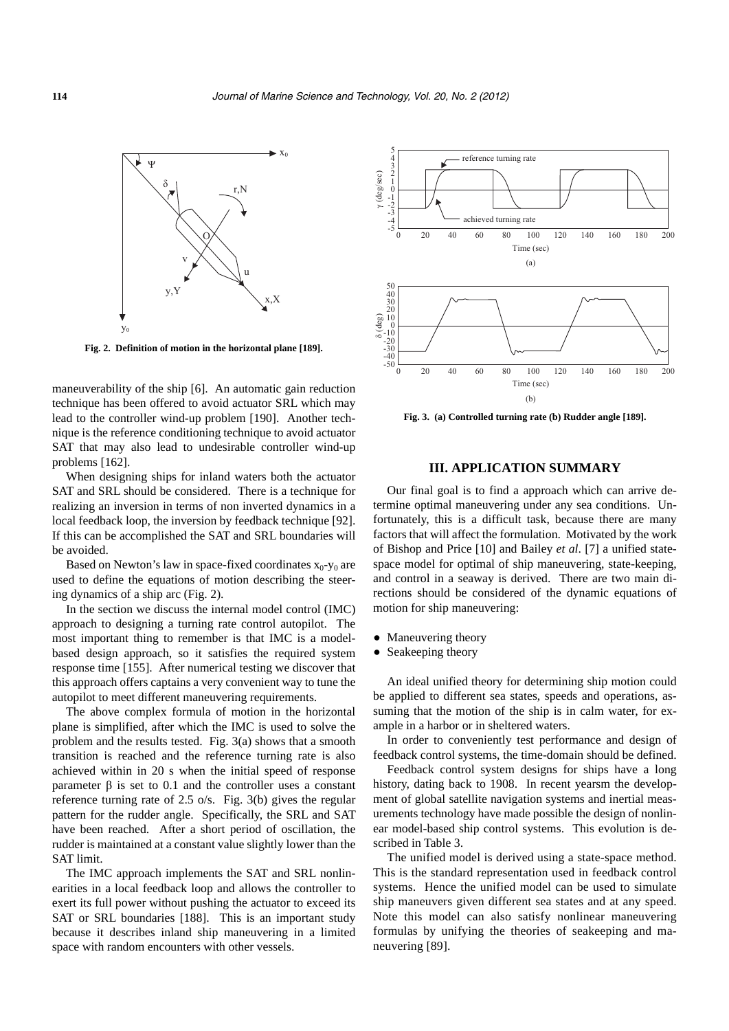Fig. 2. Definition of motion in the horizontal plane [189].

maneuverability of the ship [6]. An automatic gain reduction technique has been offered to avoid actuator SRL which may lead to the controller wind-up problem [190]. Another technique is the reference conditioning technique to avoid actuator SAT that may also lead to undesirable controller wind-up problems [162].

When designing ships for inland waters both the actuator SAT and SRL should be considered. There is a technique for realizing an inversion in terms of non inverted dynamics in a local feedback loop, the inversion by feedback technique [92]. If this can be accomplished the SAT and SRL boundaries will be avoided.

Based on Newton's law in space-fixed coordinates $x_0$-$y_0$ are used to define the equations of motion describing the steering dynamics of a ship arc (Fig. 2).

In the section we discuss the internal model control (IMC) approach to designing a turning rate control autopilot. The most important thing to remember is that IMC is a model-based design approach, so it satisfies the required system response time [155]. After numerical testing we discover that this approach offers captains a very convenient way to tune the autopilot to meet different maneuvering requirements.

The above complex formula of motion in the horizontal plane is simplified, after which the IMC is used to solve the problem and the results tested. Fig. 3(a) shows that a smooth transition is reached and the reference turning rate is also achieved within in 20 s when the initial speed of response parameter β is set to 0.1 and the controller uses a constant reference turning rate of 2.5 o/s. Fig. 3(b) gives the regular pattern for the rudder angle. Specifically, the SRL and SAT have been reached. After a short period of oscillation, the rudder is maintained at a constant value slightly lower than the SAT limit.

The IMC approach implements the SAT and SRL nonlinearities in a local feedback loop and allows the controller to exert its full power without pushing the actuator to exceed its SAT or SRL boundaries [188]. This is an important study because it describes inland ship maneuvering in a limited space with random encounters with other vessels.

Fig. 3. (a) Controlled turning rate (b) Rudder angle [189].

## III. APPLICATION SUMMARY

Our final goal is to find a approach which can arrive determine optimal maneuvering under any sea conditions. Unfortunately, this is a difficult task, because there are many factors that will affect the formulation. Motivated by the work of Bishop and Price [10] and Bailey *et al*. [7] a unified state-space model for optimal of ship maneuvering, state-keeping, and control in a seaway is derived. There are two main directions should be considered of the dynamic equations of motion for ship maneuvering:

- Maneuvering theory
- Seakeeping theory

An ideal unified theory for determining ship motion could be applied to different sea states, speeds and operations, assuming that the motion of the ship is in calm water, for example in a harbor or in sheltered waters.

In order to conveniently test performance and design of feedback control systems, the time-domain should be defined.

Feedback control system designs for ships have a long history, dating back to 1908. In recent yearsm the development of global satellite navigation systems and inertial measurements technology have made possible the design of nonlinear model-based ship control systems. This evolution is described in Table 3.

The unified model is derived using a state-space method. This is the standard representation used in feedback control systems. Hence the unified model can be used to simulate ship maneuvers given different sea states and at any speed. Note this model can also satisfy nonlinear maneuvering formulas by unifying the theories of seakeeping and maneuvering [89].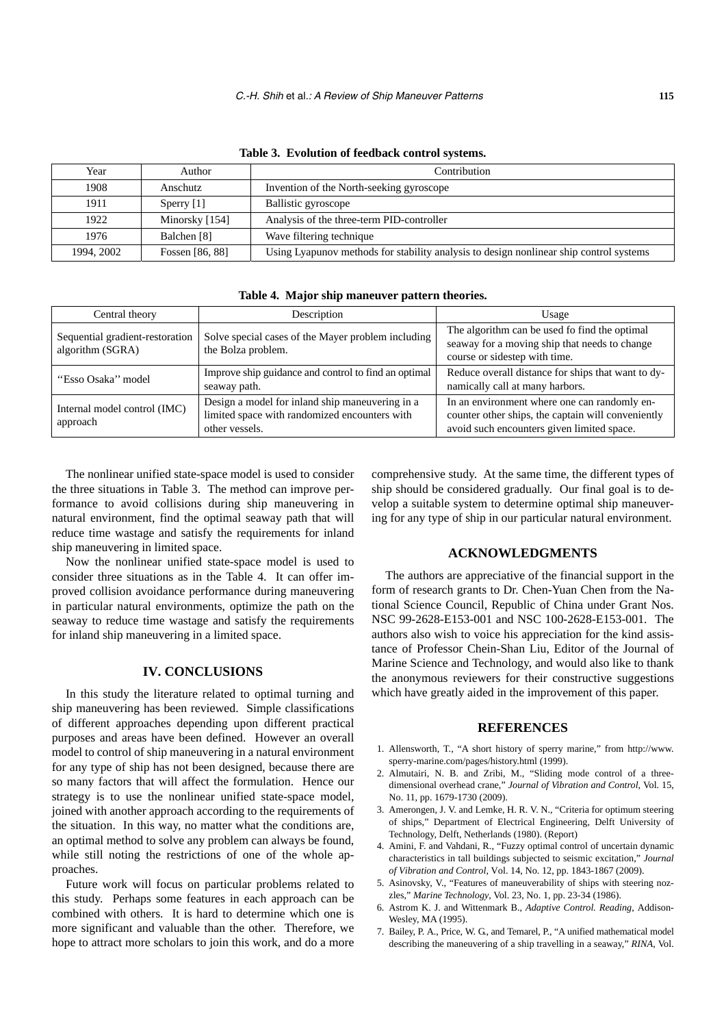**Table 3. Evolution of feedback control systems.**

| Year | Author | Contribution |
| --- | --- | --- |
| 1908 | Anschutz | Invention of the North-seeking gyroscope |
| 1911 | Sperry [1] | Ballistic gyroscope |
| 1922 | Minorsky [154] | Analysis of the three-term PID-controller |
| 1976 | Balchen [8] | Wave filtering technique |
| 1994, 2002 | Fossen [86, 88] | Using Lyapunov methods for stability analysis to design nonlinear ship control systems |

**Table 4. Major ship maneuver pattern theories.**

| Central theory | Description | Usage |
| --- | --- | --- |
| Sequential gradient-restoration algorithm (SGRA) | Solve special cases of the Mayer problem including the Bolza problem. | The algorithm can be used fo find the optimal seaway for a moving ship that needs to change course or sidestep with time. |
| ''Esso Osaka'' model | Improve ship guidance and control to find an optimal seaway path. | Reduce overall distance for ships that want to dynamically call at many harbors. |
| Internal model control (IMC) approach | Design a model for inland ship maneuvering in a limited space with randomized encounters with other vessels. | In an environment where one can randomly encounter other ships, the captain will conveniently avoid such encounters given limited space. |

The nonlinear unified state-space model is used to consider the three situations in Table 3. The method can improve performance to avoid collisions during ship maneuvering in natural environment, find the optimal seaway path that will reduce time wastage and satisfy the requirements for inland ship maneuvering in limited space.

Now the nonlinear unified state-space model is used to consider three situations as in the Table 4. It can offer improved collision avoidance performance during maneuvering in particular natural environments, optimize the path on the seaway to reduce time wastage and satisfy the requirements for inland ship maneuvering in a limited space.

## IV. CONCLUSIONS

In this study the literature related to optimal turning and ship maneuvering has been reviewed. Simple classifications of different approaches depending upon different practical purposes and areas have been defined. However an overall model to control of ship maneuvering in a natural environment for any type of ship has not been designed, because there are so many factors that will affect the formulation. Hence our strategy is to use the nonlinear unified state-space model, joined with another approach according to the requirements of the situation. In this way, no matter what the conditions are, an optimal method to solve any problem can always be found, while still noting the restrictions of one of the whole approaches.

Future work will focus on particular problems related to this study. Perhaps some features in each approach can be combined with others. It is hard to determine which one is more significant and valuable than the other. Therefore, we hope to attract more scholars to join this work, and do a more comprehensive study. At the same time, the different types of ship should be considered gradually. Our final goal is to develop a suitable system to determine optimal ship maneuvering for any type of ship in our particular natural environment.

## ACKNOWLEDGMENTS

The authors are appreciative of the financial support in the form of research grants to Dr. Chen-Yuan Chen from the National Science Council, Republic of China under Grant Nos. NSC 99-2628-E153-001 and NSC 100-2628-E153-001. The authors also wish to voice his appreciation for the kind assistance of Professor Chein-Shan Liu, Editor of the Journal of Marine Science and Technology, and would also like to thank the anonymous reviewers for their constructive suggestions which have greatly aided in the improvement of this paper.

## REFERENCES

1. Allensworth, T., "A short history of sperry marine," from http://www.sperry-marine.com/pages/history.html (1999).
2. Almutairi, N. B. and Zribi, M., "Sliding mode control of a three-dimensional overhead crane," *Journal of Vibration and Control*, Vol. 15, No. 11, pp. 1679-1730 (2009).
3. Amerongen, J. V. and Lemke, H. R. V. N., "Criteria for optimum steering of ships," Department of Electrical Engineering, Delft University of Technology, Delft, Netherlands (1980). (Report)
4. Amini, F. and Vahdani, R., "Fuzzy optimal control of uncertain dynamic characteristics in tall buildings subjected to seismic excitation," *Journal of Vibration and Control*, Vol. 14, No. 12, pp. 1843-1867 (2009).
5. Asinovsky, V., "Features of maneuverability of ships with steering nozzles," *Marine Technology*, Vol. 23, No. 1, pp. 23-34 (1986).
6. Astrom K. J. and Wittenmark B., *Adaptive Control. Reading*, Addison-Wesley, MA (1995).
7. Bailey, P. A., Price, W. G., and Temarel, P., "A unified mathematical model describing the maneuvering of a ship travelling in a seaway," *RINA*, Vol.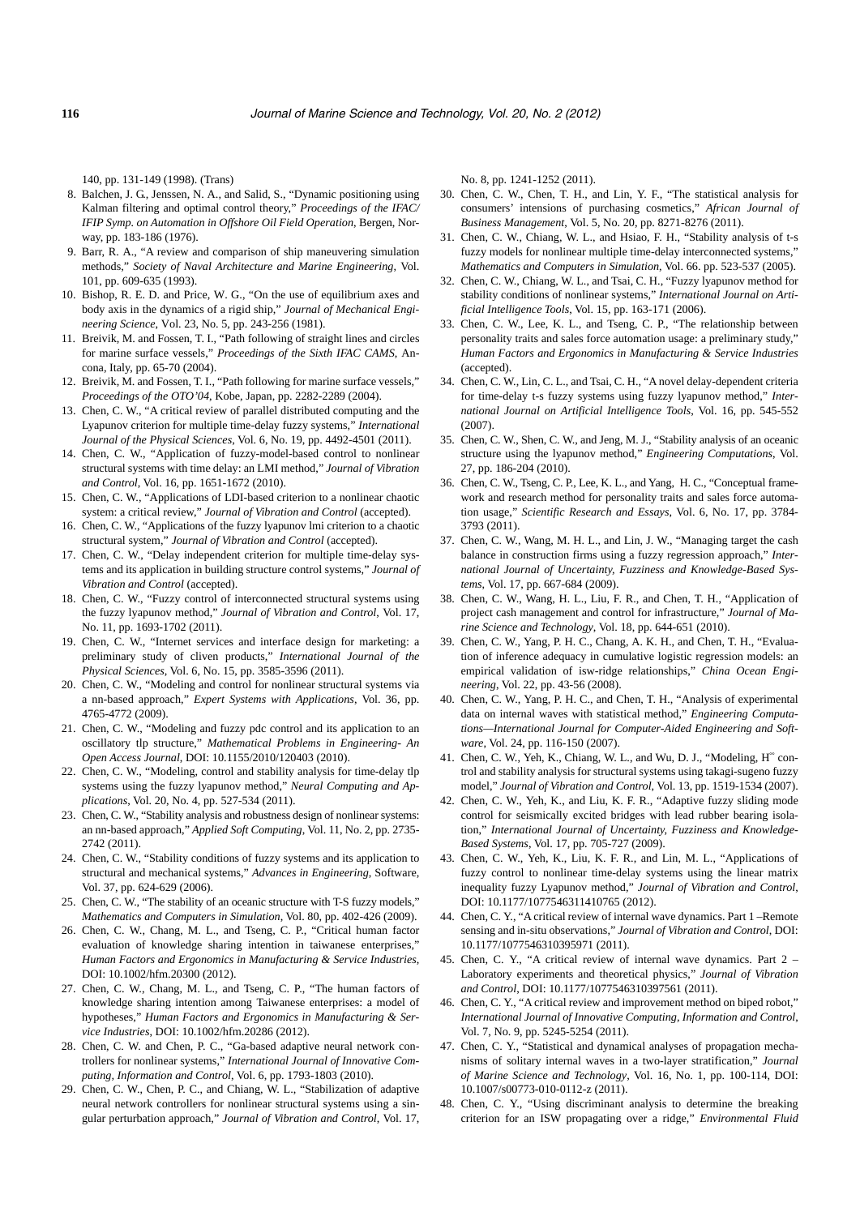140, pp. 131-149 (1998). (Trans)

8. Balchen, J. G., Jenssen, N. A., and Salid, S., "Dynamic positioning using Kalman filtering and optimal control theory," *Proceedings of the IFAC/IFIP Symp. on Automation in Offshore Oil Field Operation*, Bergen, Norway, pp. 183-186 (1976).
9. Barr, R. A., "A review and comparison of ship maneuvering simulation methods," *Society of Naval Architecture and Marine Engineering*, Vol. 101, pp. 609-635 (1993).
10. Bishop, R. E. D. and Price, W. G., "On the use of equilibrium axes and body axis in the dynamics of a rigid ship," *Journal of Mechanical Engineering Science*, Vol. 23, No. 5, pp. 243-256 (1981).
11. Breivik, M. and Fossen, T. I., "Path following of straight lines and circles for marine surface vessels," *Proceedings of the Sixth IFAC CAMS*, Ancona, Italy, pp. 65-70 (2004).
12. Breivik, M. and Fossen, T. I., "Path following for marine surface vessels," *Proceedings of the OTO'04*, Kobe, Japan, pp. 2282-2289 (2004).
13. Chen, C. W., "A critical review of parallel distributed computing and the Lyapunov criterion for multiple time-delay fuzzy systems," *International Journal of the Physical Sciences*, Vol. 6, No. 19, pp. 4492-4501 (2011).
14. Chen, C. W., "Application of fuzzy-model-based control to nonlinear structural systems with time delay: an LMI method," *Journal of Vibration and Control*, Vol. 16, pp. 1651-1672 (2010).
15. Chen, C. W., "Applications of LDI-based criterion to a nonlinear chaotic system: a critical review," *Journal of Vibration and Control* (accepted).
16. Chen, C. W., "Applications of the fuzzy lyapunov lmi criterion to a chaotic structural system," *Journal of Vibration and Control* (accepted).
17. Chen, C. W., "Delay independent criterion for multiple time-delay systems and its application in building structure control systems," *Journal of Vibration and Control* (accepted).
18. Chen, C. W., "Fuzzy control of interconnected structural systems using the fuzzy lyapunov method," *Journal of Vibration and Control*, Vol. 17, No. 11, pp. 1693-1702 (2011).
19. Chen, C. W., "Internet services and interface design for marketing: a preliminary study of cliven products," *International Journal of the Physical Sciences*, Vol. 6, No. 15, pp. 3585-3596 (2011).
20. Chen, C. W., "Modeling and control for nonlinear structural systems via a nn-based approach," *Expert Systems with Applications*, Vol. 36, pp. 4765-4772 (2009).
21. Chen, C. W., "Modeling and fuzzy pdc control and its application to an oscillatory tlp structure," *Mathematical Problems in Engineering- An Open Access Journal*, DOI: 10.1155/2010/120403 (2010).
22. Chen, C. W., "Modeling, control and stability analysis for time-delay tlp systems using the fuzzy lyapunov method," *Neural Computing and Applications*, Vol. 20, No. 4, pp. 527-534 (2011).
23. Chen, C. W., "Stability analysis and robustness design of nonlinear systems: an nn-based approach," *Applied Soft Computing*, Vol. 11, No. 2, pp. 2735-2742 (2011).
24. Chen, C. W., "Stability conditions of fuzzy systems and its application to structural and mechanical systems," *Advances in Engineering*, Software, Vol. 37, pp. 624-629 (2006).
25. Chen, C. W., "The stability of an oceanic structure with T-S fuzzy models," *Mathematics and Computers in Simulation*, Vol. 80, pp. 402-426 (2009).
26. Chen, C. W., Chang, M. L., and Tseng, C. P., "Critical human factor evaluation of knowledge sharing intention in taiwanese enterprises," *Human Factors and Ergonomics in Manufacturing & Service Industries*, DOI: 10.1002/hfm.20300 (2012).
27. Chen, C. W., Chang, M. L., and Tseng, C. P., "The human factors of knowledge sharing intention among Taiwanese enterprises: a model of hypotheses," *Human Factors and Ergonomics in Manufacturing & Service Industries*, DOI: 10.1002/hfm.20286 (2012).
28. Chen, C. W. and Chen, P. C., "Ga-based adaptive neural network controllers for nonlinear systems," *International Journal of Innovative Computing, Information and Control*, Vol. 6, pp. 1793-1803 (2010).
29. Chen, C. W., Chen, P. C., and Chiang, W. L., "Stabilization of adaptive neural network controllers for nonlinear structural systems using a singular perturbation approach," *Journal of Vibration and Control*, Vol. 17, No. 8, pp. 1241-1252 (2011).
30. Chen, C. W., Chen, T. H., and Lin, Y. F., "The statistical analysis for consumers' intensions of purchasing cosmetics," *African Journal of Business Management*, Vol. 5, No. 20, pp. 8271-8276 (2011).
31. Chen, C. W., Chiang, W. L., and Hsiao, F. H., "Stability analysis of t-s fuzzy models for nonlinear multiple time-delay interconnected systems," *Mathematics and Computers in Simulation*, Vol. 66. pp. 523-537 (2005).
32. Chen, C. W., Chiang, W. L., and Tsai, C. H., "Fuzzy lyapunov method for stability conditions of nonlinear systems," *International Journal on Artificial Intelligence Tools*, Vol. 15, pp. 163-171 (2006).
33. Chen, C. W., Lee, K. L., and Tseng, C. P., "The relationship between personality traits and sales force automation usage: a preliminary study," *Human Factors and Ergonomics in Manufacturing & Service Industries* (accepted).
34. Chen, C. W., Lin, C. L., and Tsai, C. H., "A novel delay-dependent criteria for time-delay t-s fuzzy systems using fuzzy lyapunov method," *International Journal on Artificial Intelligence Tools*, Vol. 16, pp. 545-552 (2007).
35. Chen, C. W., Shen, C. W., and Jeng, M. J., "Stability analysis of an oceanic structure using the lyapunov method," *Engineering Computations*, Vol. 27, pp. 186-204 (2010).
36. Chen, C. W., Tseng, C. P., Lee, K. L., and Yang, H. C., "Conceptual framework and research method for personality traits and sales force automation usage," *Scientific Research and Essays*, Vol. 6, No. 17, pp. 3784-3793 (2011).
37. Chen, C. W., Wang, M. H. L., and Lin, J. W., "Managing target the cash balance in construction firms using a fuzzy regression approach," *International Journal of Uncertainty, Fuzziness and Knowledge-Based Systems*, Vol. 17, pp. 667-684 (2009).
38. Chen, C. W., Wang, H. L., Liu, F. R., and Chen, T. H., "Application of project cash management and control for infrastructure," *Journal of Marine Science and Technology*, Vol. 18, pp. 644-651 (2010).
39. Chen, C. W., Yang, P. H. C., Chang, A. K. H., and Chen, T. H., "Evaluation of inference adequacy in cumulative logistic regression models: an empirical validation of isw-ridge relationships," *China Ocean Engineering*, Vol. 22, pp. 43-56 (2008).
40. Chen, C. W., Yang, P. H. C., and Chen, T. H., "Analysis of experimental data on internal waves with statistical method," *Engineering Computations—International Journal for Computer-Aided Engineering and Software*, Vol. 24, pp. 116-150 (2007).
41. Chen, C. W., Yeh, K., Chiang, W. L., and Wu, D. J., "Modeling, $H^{\infty}$ control and stability analysis for structural systems using takagi-sugeno fuzzy model," *Journal of Vibration and Control*, Vol. 13, pp. 1519-1534 (2007).
42. Chen, C. W., Yeh, K., and Liu, K. F. R., "Adaptive fuzzy sliding mode control for seismically excited bridges with lead rubber bearing isolation," *International Journal of Uncertainty, Fuzziness and Knowledge-Based Systems*, Vol. 17, pp. 705-727 (2009).
43. Chen, C. W., Yeh, K., Liu, K. F. R., and Lin, M. L., "Applications of fuzzy control to nonlinear time-delay systems using the linear matrix inequality fuzzy Lyapunov method," *Journal of Vibration and Control*, DOI: 10.1177/1077546311410765 (2012).
44. Chen, C. Y., "A critical review of internal wave dynamics. Part 1 –Remote sensing and in-situ observations," *Journal of Vibration and Control*, DOI: 10.1177/1077546310395971 (2011).
45. Chen, C. Y., "A critical review of internal wave dynamics. Part 2 – Laboratory experiments and theoretical physics," *Journal of Vibration and Control*, DOI: 10.1177/1077546310397561 (2011).
46. Chen, C. Y., "A critical review and improvement method on biped robot," *International Journal of Innovative Computing, Information and Control*, Vol. 7, No. 9, pp. 5245-5254 (2011).
47. Chen, C. Y., "Statistical and dynamical analyses of propagation mechanisms of solitary internal waves in a two-layer stratification," *Journal of Marine Science and Technology*, Vol. 16, No. 1, pp. 100-114, DOI: 10.1007/s00773-010-0112-z (2011).
48. Chen, C. Y., "Using discriminant analysis to determine the breaking criterion for an ISW propagating over a ridge," *Environmental Fluid*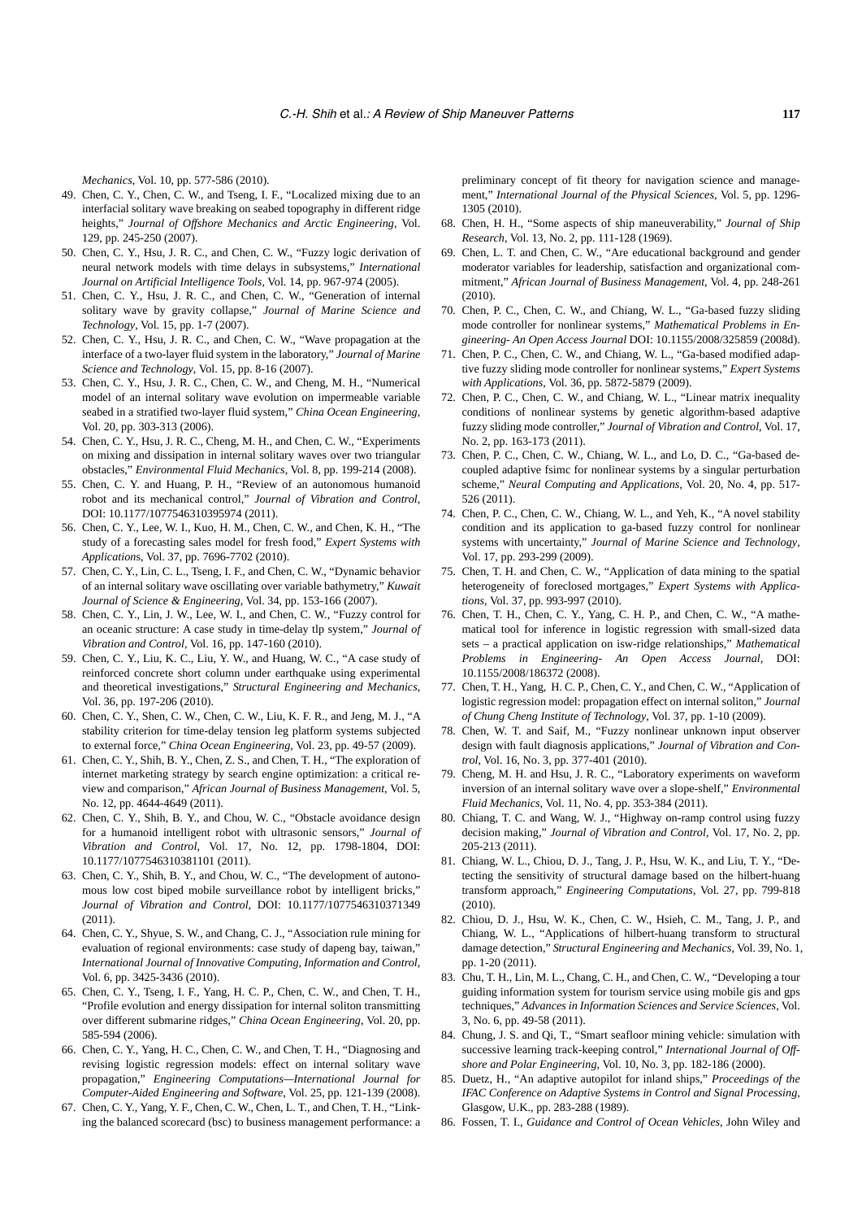*Mechanics*, Vol. 10, pp. 577-586 (2010).

49. Chen, C. Y., Chen, C. W., and Tseng, I. F., "Localized mixing due to an interfacial solitary wave breaking on seabed topography in different ridge heights," *Journal of Offshore Mechanics and Arctic Engineering*, Vol. 129, pp. 245-250 (2007).
50. Chen, C. Y., Hsu, J. R. C., and Chen, C. W., "Fuzzy logic derivation of neural network models with time delays in subsystems," *International Journal on Artificial Intelligence Tools*, Vol. 14, pp. 967-974 (2005).
51. Chen, C. Y., Hsu, J. R. C., and Chen, C. W., "Generation of internal solitary wave by gravity collapse," *Journal of Marine Science and Technology*, Vol. 15, pp. 1-7 (2007).
52. Chen, C. Y., Hsu, J. R. C., and Chen, C. W., "Wave propagation at the interface of a two-layer fluid system in the laboratory," *Journal of Marine Science and Technology*, Vol. 15, pp. 8-16 (2007).
53. Chen, C. Y., Hsu, J. R. C., Chen, C. W., and Cheng, M. H., "Numerical model of an internal solitary wave evolution on impermeable variable seabed in a stratified two-layer fluid system," *China Ocean Engineering*, Vol. 20, pp. 303-313 (2006).
54. Chen, C. Y., Hsu, J. R. C., Cheng, M. H., and Chen, C. W., "Experiments on mixing and dissipation in internal solitary waves over two triangular obstacles," *Environmental Fluid Mechanics*, Vol. 8, pp. 199-214 (2008).
55. Chen, C. Y. and Huang, P. H., "Review of an autonomous humanoid robot and its mechanical control," *Journal of Vibration and Control*, DOI: 10.1177/1077546310395974 (2011).
56. Chen, C. Y., Lee, W. I., Kuo, H. M., Chen, C. W., and Chen, K. H., "The study of a forecasting sales model for fresh food," *Expert Systems with Applications*, Vol. 37, pp. 7696-7702 (2010).
57. Chen, C. Y., Lin, C. L., Tseng, I. F., and Chen, C. W., "Dynamic behavior of an internal solitary wave oscillating over variable bathymetry," *Kuwait Journal of Science & Engineering*, Vol. 34, pp. 153-166 (2007).
58. Chen, C. Y., Lin, J. W., Lee, W. I., and Chen, C. W., "Fuzzy control for an oceanic structure: A case study in time-delay tlp system," *Journal of Vibration and Control*, Vol. 16, pp. 147-160 (2010).
59. Chen, C. Y., Liu, K. C., Liu, Y. W., and Huang, W. C., "A case study of reinforced concrete short column under earthquake using experimental and theoretical investigations," *Structural Engineering and Mechanics*, Vol. 36, pp. 197-206 (2010).
60. Chen, C. Y., Shen, C. W., Chen, C. W., Liu, K. F. R., and Jeng, M. J., "A stability criterion for time-delay tension leg platform systems subjected to external force," *China Ocean Engineering*, Vol. 23, pp. 49-57 (2009).
61. Chen, C. Y., Shih, B. Y., Chen, Z. S., and Chen, T. H., "The exploration of internet marketing strategy by search engine optimization: a critical review and comparison," *African Journal of Business Management*, Vol. 5, No. 12, pp. 4644-4649 (2011).
62. Chen, C. Y., Shih, B. Y., and Chou, W. C., "Obstacle avoidance design for a humanoid intelligent robot with ultrasonic sensors," *Journal of Vibration and Control*, Vol. 17, No. 12, pp. 1798-1804, DOI: 10.1177/1077546310381101 (2011).
63. Chen, C. Y., Shih, B. Y., and Chou, W. C., "The development of autonomous low cost biped mobile surveillance robot by intelligent bricks," *Journal of Vibration and Control*, DOI: 10.1177/1077546310371349 (2011).
64. Chen, C. Y., Shyue, S. W., and Chang, C. J., "Association rule mining for evaluation of regional environments: case study of dapeng bay, taiwan," *International Journal of Innovative Computing, Information and Control*, Vol. 6, pp. 3425-3436 (2010).
65. Chen, C. Y., Tseng, I. F., Yang, H. C. P., Chen, C. W., and Chen, T. H., "Profile evolution and energy dissipation for internal soliton transmitting over different submarine ridges," *China Ocean Engineering*, Vol. 20, pp. 585-594 (2006).
66. Chen, C. Y., Yang, H. C., Chen, C. W., and Chen, T. H., "Diagnosing and revising logistic regression models: effect on internal solitary wave propagation," *Engineering Computations—International Journal for Computer-Aided Engineering and Software*, Vol. 25, pp. 121-139 (2008).
67. Chen, C. Y., Yang, Y. F., Chen, C. W., Chen, L. T., and Chen, T. H., "Linking the balanced scorecard (bsc) to business management performance: a preliminary concept of fit theory for navigation science and management," *International Journal of the Physical Sciences*, Vol. 5, pp. 1296-1305 (2010).
68. Chen, H. H., "Some aspects of ship maneuverability," *Journal of Ship Research*, Vol. 13, No. 2, pp. 111-128 (1969).
69. Chen, L. T. and Chen, C. W., "Are educational background and gender moderator variables for leadership, satisfaction and organizational commitment," *African Journal of Business Management*, Vol. 4, pp. 248-261 (2010).
70. Chen, P. C., Chen, C. W., and Chiang, W. L., "Ga-based fuzzy sliding mode controller for nonlinear systems," *Mathematical Problems in Engineering- An Open Access Journal* DOI: 10.1155/2008/325859 (2008d).
71. Chen, P. C., Chen, C. W., and Chiang, W. L., "Ga-based modified adaptive fuzzy sliding mode controller for nonlinear systems," *Expert Systems with Applications*, Vol. 36, pp. 5872-5879 (2009).
72. Chen, P. C., Chen, C. W., and Chiang, W. L., "Linear matrix inequality conditions of nonlinear systems by genetic algorithm-based adaptive fuzzy sliding mode controller," *Journal of Vibration and Control*, Vol. 17, No. 2, pp. 163-173 (2011).
73. Chen, P. C., Chen, C. W., Chiang, W. L., and Lo, D. C., "Ga-based decoupled adaptive fsimc for nonlinear systems by a singular perturbation scheme," *Neural Computing and Applications*, Vol. 20, No. 4, pp. 517-526 (2011).
74. Chen, P. C., Chen, C. W., Chiang, W. L., and Yeh, K., "A novel stability condition and its application to ga-based fuzzy control for nonlinear systems with uncertainty," *Journal of Marine Science and Technology*, Vol. 17, pp. 293-299 (2009).
75. Chen, T. H. and Chen, C. W., "Application of data mining to the spatial heterogeneity of foreclosed mortgages," *Expert Systems with Applications*, Vol. 37, pp. 993-997 (2010).
76. Chen, T. H., Chen, C. Y., Yang, C. H. P., and Chen, C. W., "A mathematical tool for inference in logistic regression with small-sized data sets – a practical application on isw-ridge relationships," *Mathematical Problems in Engineering- An Open Access Journal*, DOI: 10.1155/2008/186372 (2008).
77. Chen, T. H., Yang, H. C. P., Chen, C. Y., and Chen, C. W., "Application of logistic regression model: propagation effect on internal soliton," *Journal of Chung Cheng Institute of Technology*, Vol. 37, pp. 1-10 (2009).
78. Chen, W. T. and Saif, M., "Fuzzy nonlinear unknown input observer design with fault diagnosis applications," *Journal of Vibration and Control*, Vol. 16, No. 3, pp. 377-401 (2010).
79. Cheng, M. H. and Hsu, J. R. C., "Laboratory experiments on waveform inversion of an internal solitary wave over a slope-shelf," *Environmental Fluid Mechanics*, Vol. 11, No. 4, pp. 353-384 (2011).
80. Chiang, T. C. and Wang, W. J., "Highway on-ramp control using fuzzy decision making," *Journal of Vibration and Control*, Vol. 17, No. 2, pp. 205-213 (2011).
81. Chiang, W. L., Chiou, D. J., Tang, J. P., Hsu, W. K., and Liu, T. Y., "Detecting the sensitivity of structural damage based on the hilbert-huang transform approach," *Engineering Computations*, Vol. 27, pp. 799-818 (2010).
82. Chiou, D. J., Hsu, W. K., Chen, C. W., Hsieh, C. M., Tang, J. P., and Chiang, W. L., "Applications of hilbert-huang transform to structural damage detection," *Structural Engineering and Mechanics*, Vol. 39, No. 1, pp. 1-20 (2011).
83. Chu, T. H., Lin, M. L., Chang, C. H., and Chen, C. W., "Developing a tour guiding information system for tourism service using mobile gis and gps techniques," *Advances in Information Sciences and Service Sciences*, Vol. 3, No. 6, pp. 49-58 (2011).
84. Chung, J. S. and Qi, T., "Smart seafloor mining vehicle: simulation with successive learning track-keeping control," *International Journal of Offshore and Polar Engineering*, Vol. 10, No. 3, pp. 182-186 (2000).
85. Duetz, H., "An adaptive autopilot for inland ships," *Proceedings of the IFAC Conference on Adaptive Systems in Control and Signal Processing*, Glasgow, U.K., pp. 283-288 (1989).
86. Fossen, T. I., *Guidance and Control of Ocean Vehicles*, John Wiley and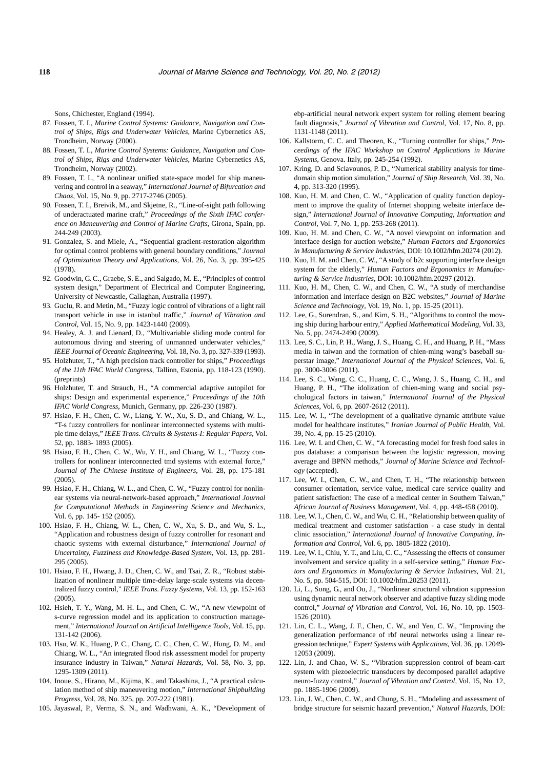Sons, Chichester, England (1994).

87. Fossen, T. I., *Marine Control Systems: Guidance, Navigation and Control of Ships, Rigs and Underwater Vehicles*, Marine Cybernetics AS, Trondheim, Norway (2000).
88. Fossen, T. I., *Marine Control Systems: Guidance, Navigation and Control of Ships, Rigs and Underwater Vehicles*, Marine Cybernetics AS, Trondheim, Norway (2002).
89. Fossen, T. I., "A nonlinear unified state-space model for ship maneuvering and control in a seaway," *International Journal of Bifurcation and Chaos*, Vol. 15, No. 9, pp. 2717-2746 (2005).
90. Fossen, T. I., Breivik, M., and Skjetne, R., "Line-of-sight path following of underactuated marine craft," *Proceedings of the Sixth IFAC conference on Maneuvering and Control of Marine Crafts*, Girona, Spain, pp. 244-249 (2003).
91. Gonzalez, S. and Miele, A., "Sequential gradient-restoration algorithm for optimal control problems with general boundary conditions," *Journal of Optimization Theory and Applications*, Vol. 26, No. 3, pp. 395-425 (1978).
92. Goodwin, G. C., Graebe, S. E., and Salgado, M. E., "Principles of control system design," Department of Electrical and Computer Engineering, University of Newcastle, Callaghan, Australia (1997).
93. Guclu, R. and Metin, M., "Fuzzy logic control of vibrations of a light rail transport vehicle in use in istanbul traffic," *Journal of Vibration and Control*, Vol. 15, No. 9, pp. 1423-1440 (2009).
94. Healey, A. J. and Lienard, D., "Multivariable sliding mode control for autonomous diving and steering of unmanned underwater vehicles," *IEEE Journal of Oceanic Engineering*, Vol. 18, No. 3, pp. 327-339 (1993).
95. Holzhuter, T., "A high precision track controller for ships," *Proceedings of the 11th IFAC World Congress*, Tallinn, Estonia, pp. 118-123 (1990). (preprints)
96. Holzhuter, T. and Strauch, H., "A commercial adaptive autopilot for ships: Design and experimental experience," *Proceedings of the 10th IFAC World Congress*, Munich, Germany, pp. 226-230 (1987).
97. Hsiao, F. H., Chen, C. W., Liang, Y. W., Xu, S. D., and Chiang, W. L., "T-s fuzzy controllers for nonlinear interconnected systems with multiple time delays," *IEEE Trans. Circuits & Systems-I: Regular Papers*, Vol. 52, pp. 1883- 1893 (2005).
98. Hsiao, F. H., Chen, C. W., Wu, Y. H., and Chiang, W. L., "Fuzzy controllers for nonlinear interconnected tmd systems with external force," *Journal of The Chinese Institute of Engineers*, Vol. 28, pp. 175-181 (2005).
99. Hsiao, F. H., Chiang, W. L., and Chen, C. W., "Fuzzy control for nonlinear systems via neural-network-based approach," *International Journal for Computational Methods in Engineering Science and Mechanics*, Vol. 6, pp. 145- 152 (2005).
100. Hsiao, F. H., Chiang, W. L., Chen, C. W., Xu, S. D., and Wu, S. L., "Application and robustness design of fuzzy controller for resonant and chaotic systems with external disturbance," *International Journal of Uncertainty, Fuzziness and Knowledge-Based System*, Vol. 13, pp. 281-295 (2005).
101. Hsiao, F. H., Hwang, J. D., Chen, C. W., and Tsai, Z. R., "Robust stabilization of nonlinear multiple time-delay large-scale systems via decentralized fuzzy control," *IEEE Trans. Fuzzy Systems*, Vol. 13, pp. 152-163 (2005).
102. Hsieh, T. Y., Wang, M. H. L., and Chen, C. W., "A new viewpoint of s-curve regression model and its application to construction management," *International Journal on Artificial Intelligence Tools*, Vol. 15, pp. 131-142 (2006).
103. Hsu, W. K., Huang, P. C., Chang, C. C., Chen, C. W., Hung, D. M., and Chiang, W. L., "An integrated flood risk assessment model for property insurance industry in Taiwan," *Natural Hazards*, Vol. 58, No. 3, pp. 1295-1309 (2011).
104. Inoue, S., Hirano, M., Kijima, K., and Takashina, J., "A practical calculation method of ship maneuvering motion," *International Shipbuilding Progress*, Vol. 28, No. 325, pp. 207-222 (1981).
105. Jayaswal, P., Verma, S. N., and Wadhwani, A. K., "Development of ebp-artificial neural network expert system for rolling element bearing fault diagnosis," *Journal of Vibration and Control*, Vol. 17, No. 8, pp. 1131-1148 (2011).
106. Kallstorm, C. C. and Theoren, K., "Turning controller for ships," *Proceedings of the IFAC Workshop on Control Applications in Marine Systems*, Genova. Italy, pp. 245-254 (1992).
107. Kring, D. and Sclavounos, P. D., "Numerical stability analysis for time-domain ship motion simulation," *Journal of Ship Research*, Vol. 39, No. 4, pp. 313-320 (1995).
108. Kuo, H. M. and Chen, C. W., "Application of quality function deployment to improve the quality of Internet shopping website interface design," *International Journal of Innovative Computing, Information and Control*, Vol. 7, No. 1, pp. 253-268 (2011).
109. Kuo, H. M. and Chen, C. W., "A novel viewpoint on information and interface design for auction website," *Human Factors and Ergonomics in Manufacturing & Service Industries*, DOI: 10.1002/hfm.20274 (2012).
110. Kuo, H. M. and Chen, C. W., "A study of b2c supporting interface design system for the elderly," *Human Factors and Ergonomics in Manufacturing & Service Industries*, DOI: 10.1002/hfm.20297 (2012).
111. Kuo, H. M., Chen, C. W., and Chen, C. W., "A study of merchandise information and interface design on B2C websites," *Journal of Marine Science and Technology*, Vol. 19, No. 1, pp. 15-25 (2011).
112. Lee, G., Surendran, S., and Kim, S. H., "Algorithms to control the moving ship during harbour entry," *Applied Mathematical Modeling*, Vol. 33, No. 5, pp. 2474-2490 (2009).
113. Lee, S. C., Lin, P. H., Wang, J. S., Huang, C. H., and Huang, P. H., "Mass media in taiwan and the formation of chien-ming wang's baseball superstar image," *International Journal of the Physical Sciences*, Vol. 6, pp. 3000-3006 (2011).
114. Lee, S. C., Wang, C. C., Huang, C. C., Wang, J. S., Huang, C. H., and Huang, P. H., "The idolization of chien-ming wang and social psychological factors in taiwan," *International Journal of the Physical Sciences*, Vol. 6, pp. 2607-2612 (2011).
115. Lee, W. I., "The development of a qualitative dynamic attribute value model for healthcare institutes," *Iranian Journal of Public Health*, Vol. 39, No. 4, pp. 15-25 (2010).
116. Lee, W. I. and Chen, C. W., "A forecasting model for fresh food sales in pos database: a comparison between the logistic regression, moving average and BPNN methods," *Journal of Marine Science and Technology* (accepted).
117. Lee, W. I., Chen, C. W., and Chen, T. H., "The relationship between consumer orientation, service value, medical care service quality and patient satisfaction: The case of a medical center in Southern Taiwan," *African Journal of Business Management*, Vol. 4, pp. 448-458 (2010).
118. Lee, W. I., Chen, C. W., and Wu, C. H., "Relationship between quality of medical treatment and customer satisfaction - a case study in dental clinic association," *International Journal of Innovative Computing, Information and Control*, Vol. 6, pp. 1805-1822 (2010).
119. Lee, W. I., Chiu, Y. T., and Liu, C. C., "Assessing the effects of consumer involvement and service quality in a self-service setting," *Human Factors and Ergonomics in Manufacturing & Service Industries*, Vol. 21, No. 5, pp. 504-515, DOI: 10.1002/hfm.20253 (2011).
120. Li, L., Song, G., and Ou, J., "Nonlinear structural vibration suppression using dynamic neural network observer and adaptive fuzzy sliding mode control," *Journal of Vibration and Control*, Vol. 16, No. 10, pp. 1503-1526 (2010).
121. Lin, C. L., Wang, J. F., Chen, C. W., and Yen, C. W., "Improving the generalization performance of rbf neural networks using a linear regression technique," *Expert Systems with Applications*, Vol. 36, pp. 12049-12053 (2009).
122. Lin, J. and Chao, W. S., "Vibration suppression control of beam-cart system with piezoelectric transducers by decomposed parallel adaptive neuro-fuzzy control," *Journal of Vibration and Control*, Vol. 15, No. 12, pp. 1885-1906 (2009).
123. Lin, J. W., Chen, C. W., and Chung, S. H., "Modeling and assessment of bridge structure for seismic hazard prevention," *Natural Hazards*, DOI: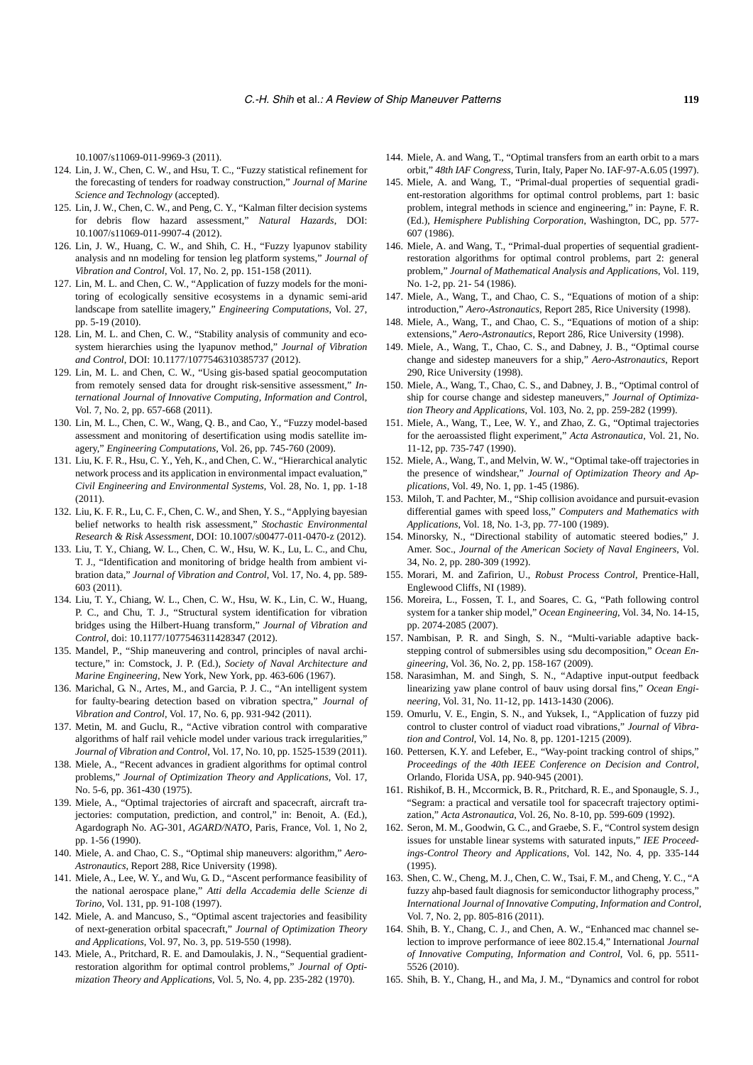10.1007/s11069-011-9969-3 (2011).

124. Lin, J. W., Chen, C. W., and Hsu, T. C., "Fuzzy statistical refinement for the forecasting of tenders for roadway construction," *Journal of Marine Science and Technology* (accepted).
125. Lin, J. W., Chen, C. W., and Peng, C. Y., "Kalman filter decision systems for debris flow hazard assessment," *Natural Hazards*, DOI: 10.1007/s11069-011-9907-4 (2012).
126. Lin, J. W., Huang, C. W., and Shih, C. H., "Fuzzy lyapunov stability analysis and nn modeling for tension leg platform systems," *Journal of Vibration and Control*, Vol. 17, No. 2, pp. 151-158 (2011).
127. Lin, M. L. and Chen, C. W., "Application of fuzzy models for the monitoring of ecologically sensitive ecosystems in a dynamic semi-arid landscape from satellite imagery," *Engineering Computations*, Vol. 27, pp. 5-19 (2010).
128. Lin, M. L. and Chen, C. W., "Stability analysis of community and ecosystem hierarchies using the lyapunov method," *Journal of Vibration and Control*, DOI: 10.1177/1077546310385737 (2012).
129. Lin, M. L. and Chen, C. W., "Using gis-based spatial geocomputation from remotely sensed data for drought risk-sensitive assessment," *International Journal of Innovative Computing, Information and Control*, Vol. 7, No. 2, pp. 657-668 (2011).
130. Lin, M. L., Chen, C. W., Wang, Q. B., and Cao, Y., "Fuzzy model-based assessment and monitoring of desertification using modis satellite imagery," *Engineering Computations*, Vol. 26, pp. 745-760 (2009).
131. Liu, K. F. R., Hsu, C. Y., Yeh, K., and Chen, C. W., "Hierarchical analytic network process and its application in environmental impact evaluation," *Civil Engineering and Environmental Systems*, Vol. 28, No. 1, pp. 1-18 (2011).
132. Liu, K. F. R., Lu, C. F., Chen, C. W., and Shen, Y. S., "Applying bayesian belief networks to health risk assessment," *Stochastic Environmental Research & Risk Assessment*, DOI: 10.1007/s00477-011-0470-z (2012).
133. Liu, T. Y., Chiang, W. L., Chen, C. W., Hsu, W. K., Lu, L. C., and Chu, T. J., "Identification and monitoring of bridge health from ambient vibration data," *Journal of Vibration and Control*, Vol. 17, No. 4, pp. 589-603 (2011).
134. Liu, T. Y., Chiang, W. L., Chen, C. W., Hsu, W. K., Lin, C. W., Huang, P. C., and Chu, T. J., "Structural system identification for vibration bridges using the Hilbert-Huang transform," *Journal of Vibration and Control*, doi: 10.1177/1077546311428347 (2012).
135. Mandel, P., "Ship maneuvering and control, principles of naval architecture," in: Comstock, J. P. (Ed.), *Society of Naval Architecture and Marine Engineering*, New York, New York, pp. 463-606 (1967).
136. Marichal, G. N., Artes, M., and Garcia, P. J. C., "An intelligent system for faulty-bearing detection based on vibration spectra," *Journal of Vibration and Control*, Vol. 17, No. 6, pp. 931-942 (2011).
137. Metin, M. and Guclu, R., "Active vibration control with comparative algorithms of half rail vehicle model under various track irregularities," *Journal of Vibration and Control*, Vol. 17, No. 10, pp. 1525-1539 (2011).
138. Miele, A., "Recent advances in gradient algorithms for optimal control problems," *Journal of Optimization Theory and Applications*, Vol. 17, No. 5-6, pp. 361-430 (1975).
139. Miele, A., "Optimal trajectories of aircraft and spacecraft, aircraft trajectories: computation, prediction, and control," in: Benoit, A. (Ed.), Agardograph No. AG-301, *AGARD/NATO*, Paris, France, Vol. 1, No 2, pp. 1-56 (1990).
140. Miele, A. and Chao, C. S., "Optimal ship maneuvers: algorithm," *Aero-Astronautics*, Report 288, Rice University (1998).
141. Miele, A., Lee, W. Y., and Wu, G. D., "Ascent performance feasibility of the national aerospace plane," *Atti della Accademia delle Scienze di Torino*, Vol. 131, pp. 91-108 (1997).
142. Miele, A. and Mancuso, S., "Optimal ascent trajectories and feasibility of next-generation orbital spacecraft," *Journal of Optimization Theory and Applications*, Vol. 97, No. 3, pp. 519-550 (1998).
143. Miele, A., Pritchard, R. E. and Damoulakis, J. N., "Sequential gradient-restoration algorithm for optimal control problems," *Journal of Optimization Theory and Applications*, Vol. 5, No. 4, pp. 235-282 (1970).
144. Miele, A. and Wang, T., "Optimal transfers from an earth orbit to a mars orbit," *48th IAF Congress*, Turin, Italy, Paper No. IAF-97-A.6.05 (1997).
145. Miele, A. and Wang, T., "Primal-dual properties of sequential gradient-restoration algorithms for optimal control problems, part 1: basic problem, integral methods in science and engineering," in: Payne, F. R. (Ed.), *Hemisphere Publishing Corporation*, Washington, DC, pp. 577-607 (1986).
146. Miele, A. and Wang, T., "Primal-dual properties of sequential gradient-restoration algorithms for optimal control problems, part 2: general problem," *Journal of Mathematical Analysis and Applications*, Vol. 119, No. 1-2, pp. 21- 54 (1986).
147. Miele, A., Wang, T., and Chao, C. S., "Equations of motion of a ship: introduction," *Aero-Astronautics*, Report 285, Rice University (1998).
148. Miele, A., Wang, T., and Chao, C. S., "Equations of motion of a ship: extensions," *Aero-Astronautics*, Report 286, Rice University (1998).
149. Miele, A., Wang, T., Chao, C. S., and Dabney, J. B., "Optimal course change and sidestep maneuvers for a ship," *Aero-Astronautics*, Report 290, Rice University (1998).
150. Miele, A., Wang, T., Chao, C. S., and Dabney, J. B., "Optimal control of ship for course change and sidestep maneuvers," *Journal of Optimization Theory and Applications*, Vol. 103, No. 2, pp. 259-282 (1999).
151. Miele, A., Wang, T., Lee, W. Y., and Zhao, Z. G., "Optimal trajectories for the aeroassisted flight experiment," *Acta Astronautica*, Vol. 21, No. 11-12, pp. 735-747 (1990).
152. Miele, A., Wang, T., and Melvin, W. W., "Optimal take-off trajectories in the presence of windshear," *Journal of Optimization Theory and Applications*, Vol. 49, No. 1, pp. 1-45 (1986).
153. Miloh, T. and Pachter, M., "Ship collision avoidance and pursuit-evasion differential games with speed loss," *Computers and Mathematics with Applications*, Vol. 18, No. 1-3, pp. 77-100 (1989).
154. Minorsky, N., "Directional stability of automatic steered bodies," J. Amer. Soc., *Journal of the American Society of Naval Engineers*, Vol. 34, No. 2, pp. 280-309 (1992).
155. Morari, M. and Zafirion, U., *Robust Process Control*, Prentice-Hall, Englewood Cliffs, NI (1989).
156. Moreira, L., Fossen, T. I., and Soares, C. G., "Path following control system for a tanker ship model," *Ocean Engineering*, Vol. 34, No. 14-15, pp. 2074-2085 (2007).
157. Nambisan, P. R. and Singh, S. N., "Multi-variable adaptive backstepping control of submersibles using sdu decomposition," *Ocean Engineering*, Vol. 36, No. 2, pp. 158-167 (2009).
158. Narasimhan, M. and Singh, S. N., "Adaptive input-output feedback linearizing yaw plane control of bauv using dorsal fins," *Ocean Engineering*, Vol. 31, No. 11-12, pp. 1413-1430 (2006).
159. Omurlu, V. E., Engin, S. N., and Yuksek, I., "Application of fuzzy pid control to cluster control of viaduct road vibrations," *Journal of Vibration and Control*, Vol. 14, No. 8, pp. 1201-1215 (2009).
160. Pettersen, K.Y. and Lefeber, E., "Way-point tracking control of ships," *Proceedings of the 40th IEEE Conference on Decision and Control*, Orlando, Florida USA, pp. 940-945 (2001).
161. Rishikof, B. H., Mccormick, B. R., Pritchard, R. E., and Sponaugle, S. J., "Segram: a practical and versatile tool for spacecraft trajectory optimization," *Acta Astronautica*, Vol. 26, No. 8-10, pp. 599-609 (1992).
162. Seron, M. M., Goodwin, G. C., and Graebe, S. F., "Control system design issues for unstable linear systems with saturated inputs," *IEE Proceedings-Control Theory and Applications*, Vol. 142, No. 4, pp. 335-144 (1995).
163. Shen, C. W., Cheng, M. J., Chen, C. W., Tsai, F. M., and Cheng, Y. C., "A fuzzy ahp-based fault diagnosis for semiconductor lithography process," *International Journal of Innovative Computing, Information and Control*, Vol. 7, No. 2, pp. 805-816 (2011).
164. Shih, B. Y., Chang, C. J., and Chen, A. W., "Enhanced mac channel selection to improve performance of ieee 802.15.4," International *Journal of Innovative Computing, Information and Control*, Vol. 6, pp. 5511-5526 (2010).
165. Shih, B. Y., Chang, H., and Ma, J. M., "Dynamics and control for robot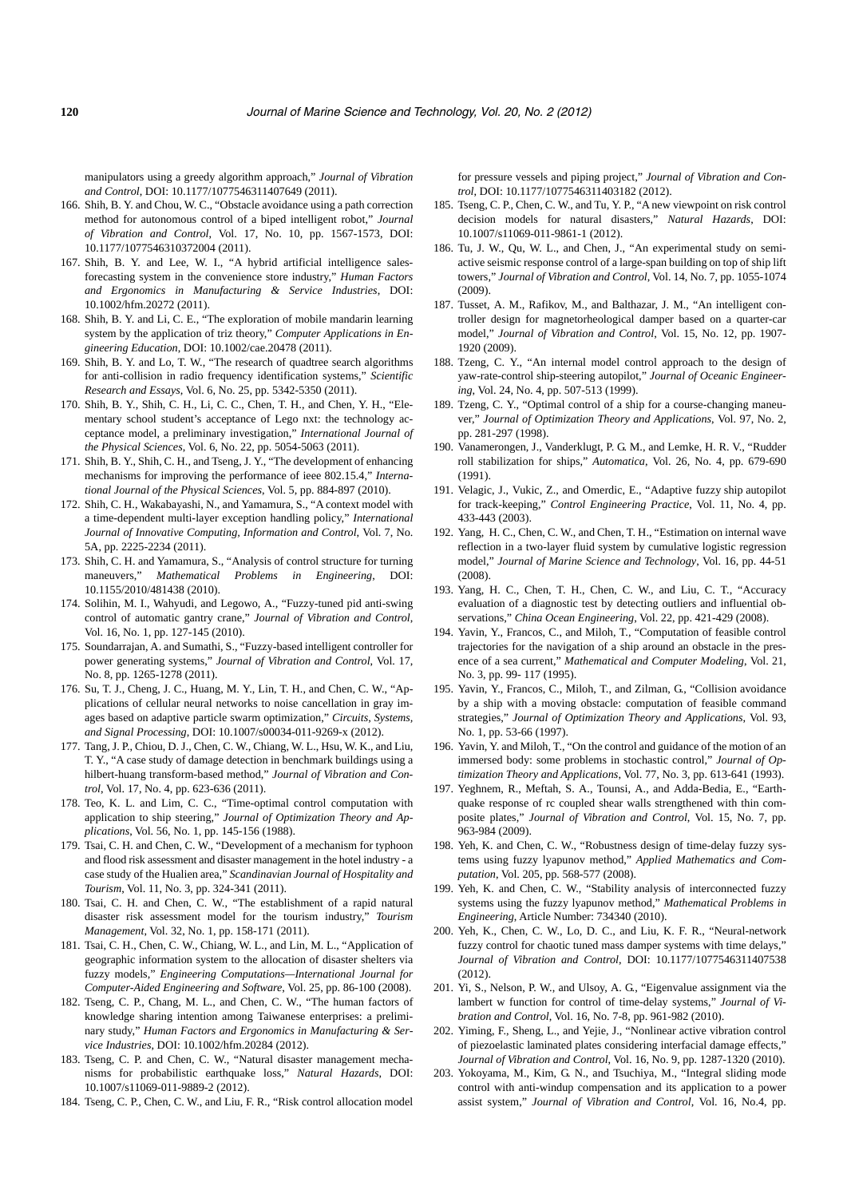manipulators using a greedy algorithm approach," *Journal of Vibration and Control*, DOI: 10.1177/1077546311407649 (2011).

166. Shih, B. Y. and Chou, W. C., "Obstacle avoidance using a path correction method for autonomous control of a biped intelligent robot," *Journal of Vibration and Control*, Vol. 17, No. 10, pp. 1567-1573, DOI: 10.1177/1077546310372004 (2011).
167. Shih, B. Y. and Lee, W. I., "A hybrid artificial intelligence sales-forecasting system in the convenience store industry," *Human Factors and Ergonomics in Manufacturing & Service Industries*, DOI: 10.1002/hfm.20272 (2011).
168. Shih, B. Y. and Li, C. E., "The exploration of mobile mandarin learning system by the application of triz theory," *Computer Applications in Engineering Education*, DOI: 10.1002/cae.20478 (2011).
169. Shih, B. Y. and Lo, T. W., "The research of quadtree search algorithms for anti-collision in radio frequency identification systems," *Scientific Research and Essays*, Vol. 6, No. 25, pp. 5342-5350 (2011).
170. Shih, B. Y., Shih, C. H., Li, C. C., Chen, T. H., and Chen, Y. H., "Elementary school student's acceptance of Lego nxt: the technology acceptance model, a preliminary investigation," *International Journal of the Physical Sciences*, Vol. 6, No. 22, pp. 5054-5063 (2011).
171. Shih, B. Y., Shih, C. H., and Tseng, J. Y., "The development of enhancing mechanisms for improving the performance of ieee 802.15.4," *International Journal of the Physical Sciences*, Vol. 5, pp. 884-897 (2010).
172. Shih, C. H., Wakabayashi, N., and Yamamura, S., "A context model with a time-dependent multi-layer exception handling policy," *International Journal of Innovative Computing, Information and Control*, Vol. 7, No. 5A, pp. 2225-2234 (2011).
173. Shih, C. H. and Yamamura, S., "Analysis of control structure for turning maneuvers," *Mathematical Problems in Engineering*, DOI: 10.1155/2010/481438 (2010).
174. Solihin, M. I., Wahyudi, and Legowo, A., "Fuzzy-tuned pid anti-swing control of automatic gantry crane," *Journal of Vibration and Control*, Vol. 16, No. 1, pp. 127-145 (2010).
175. Soundarrajan, A. and Sumathi, S., "Fuzzy-based intelligent controller for power generating systems," *Journal of Vibration and Control*, Vol. 17, No. 8, pp. 1265-1278 (2011).
176. Su, T. J., Cheng, J. C., Huang, M. Y., Lin, T. H., and Chen, C. W., "Applications of cellular neural networks to noise cancellation in gray images based on adaptive particle swarm optimization," *Circuits, Systems, and Signal Processing*, DOI: 10.1007/s00034-011-9269-x (2012).
177. Tang, J. P., Chiou, D. J., Chen, C. W., Chiang, W. L., Hsu, W. K., and Liu, T. Y., "A case study of damage detection in benchmark buildings using a hilbert-huang transform-based method," *Journal of Vibration and Control*, Vol. 17, No. 4, pp. 623-636 (2011).
178. Teo, K. L. and Lim, C. C., "Time-optimal control computation with application to ship steering," *Journal of Optimization Theory and Applications*, Vol. 56, No. 1, pp. 145-156 (1988).
179. Tsai, C. H. and Chen, C. W., "Development of a mechanism for typhoon and flood risk assessment and disaster management in the hotel industry - a case study of the Hualien area," *Scandinavian Journal of Hospitality and Tourism*, Vol. 11, No. 3, pp. 324-341 (2011).
180. Tsai, C. H. and Chen, C. W., "The establishment of a rapid natural disaster risk assessment model for the tourism industry," *Tourism Management*, Vol. 32, No. 1, pp. 158-171 (2011).
181. Tsai, C. H., Chen, C. W., Chiang, W. L., and Lin, M. L., "Application of geographic information system to the allocation of disaster shelters via fuzzy models," *Engineering Computations—International Journal for Computer-Aided Engineering and Software*, Vol. 25, pp. 86-100 (2008).
182. Tseng, C. P., Chang, M. L., and Chen, C. W., "The human factors of knowledge sharing intention among Taiwanese enterprises: a preliminary study," *Human Factors and Ergonomics in Manufacturing & Service Industries*, DOI: 10.1002/hfm.20284 (2012).
183. Tseng, C. P. and Chen, C. W., "Natural disaster management mechanisms for probabilistic earthquake loss," *Natural Hazards*, DOI: 10.1007/s11069-011-9889-2 (2012).
184. Tseng, C. P., Chen, C. W., and Liu, F. R., "Risk control allocation model for pressure vessels and piping project," *Journal of Vibration and Control*, DOI: 10.1177/1077546311403182 (2012).
185. Tseng, C. P., Chen, C. W., and Tu, Y. P., "A new viewpoint on risk control decision models for natural disasters," *Natural Hazards*, DOI: 10.1007/s11069-011-9861-1 (2012).
186. Tu, J. W., Qu, W. L., and Chen, J., "An experimental study on semi-active seismic response control of a large-span building on top of ship lift towers," *Journal of Vibration and Control*, Vol. 14, No. 7, pp. 1055-1074 (2009).
187. Tusset, A. M., Rafikov, M., and Balthazar, J. M., "An intelligent controller design for magnetorheological damper based on a quarter-car model," *Journal of Vibration and Control*, Vol. 15, No. 12, pp. 1907-1920 (2009).
188. Tzeng, C. Y., "An internal model control approach to the design of yaw-rate-control ship-steering autopilot," *Journal of Oceanic Engineering*, Vol. 24, No. 4, pp. 507-513 (1999).
189. Tzeng, C. Y., "Optimal control of a ship for a course-changing maneuver," *Journal of Optimization Theory and Applications*, Vol. 97, No. 2, pp. 281-297 (1998).
190. Vanamerongen, J., Vanderklugt, P. G. M., and Lemke, H. R. V., "Rudder roll stabilization for ships," *Automatica*, Vol. 26, No. 4, pp. 679-690 (1991).
191. Velagic, J., Vukic, Z., and Omerdic, E., "Adaptive fuzzy ship autopilot for track-keeping," *Control Engineering Practice*, Vol. 11, No. 4, pp. 433-443 (2003).
192. Yang, H. C., Chen, C. W., and Chen, T. H., "Estimation on internal wave reflection in a two-layer fluid system by cumulative logistic regression model," *Journal of Marine Science and Technology*, Vol. 16, pp. 44-51 (2008).
193. Yang, H. C., Chen, T. H., Chen, C. W., and Liu, C. T., "Accuracy evaluation of a diagnostic test by detecting outliers and influential observations," *China Ocean Engineering*, Vol. 22, pp. 421-429 (2008).
194. Yavin, Y., Francos, C., and Miloh, T., "Computation of feasible control trajectories for the navigation of a ship around an obstacle in the presence of a sea current," *Mathematical and Computer Modeling*, Vol. 21, No. 3, pp. 99- 117 (1995).
195. Yavin, Y., Francos, C., Miloh, T., and Zilman, G., "Collision avoidance by a ship with a moving obstacle: computation of feasible command strategies," *Journal of Optimization Theory and Applications*, Vol. 93, No. 1, pp. 53-66 (1997).
196. Yavin, Y. and Miloh, T., "On the control and guidance of the motion of an immersed body: some problems in stochastic control," *Journal of Optimization Theory and Applications*, Vol. 77, No. 3, pp. 613-641 (1993).
197. Yeghnem, R., Meftah, S. A., Tounsi, A., and Adda-Bedia, E., "Earthquake response of rc coupled shear walls strengthened with thin composite plates," *Journal of Vibration and Control*, Vol. 15, No. 7, pp. 963-984 (2009).
198. Yeh, K. and Chen, C. W., "Robustness design of time-delay fuzzy systems using fuzzy lyapunov method," *Applied Mathematics and Computation*, Vol. 205, pp. 568-577 (2008).
199. Yeh, K. and Chen, C. W., "Stability analysis of interconnected fuzzy systems using the fuzzy lyapunov method," *Mathematical Problems in Engineering*, Article Number: 734340 (2010).
200. Yeh, K., Chen, C. W., Lo, D. C., and Liu, K. F. R., "Neural-network fuzzy control for chaotic tuned mass damper systems with time delays," *Journal of Vibration and Control*, DOI: 10.1177/1077546311407538 (2012).
201. Yi, S., Nelson, P. W., and Ulsoy, A. G., "Eigenvalue assignment via the lambert w function for control of time-delay systems," *Journal of Vibration and Control*, Vol. 16, No. 7-8, pp. 961-982 (2010).
202. Yiming, F., Sheng, L., and Yejie, J., "Nonlinear active vibration control of piezoelastic laminated plates considering interfacial damage effects," *Journal of Vibration and Control*, Vol. 16, No. 9, pp. 1287-1320 (2010).
203. Yokoyama, M., Kim, G. N., and Tsuchiya, M., "Integral sliding mode control with anti-windup compensation and its application to a power assist system," *Journal of Vibration and Control*, Vol. 16, No.4, pp.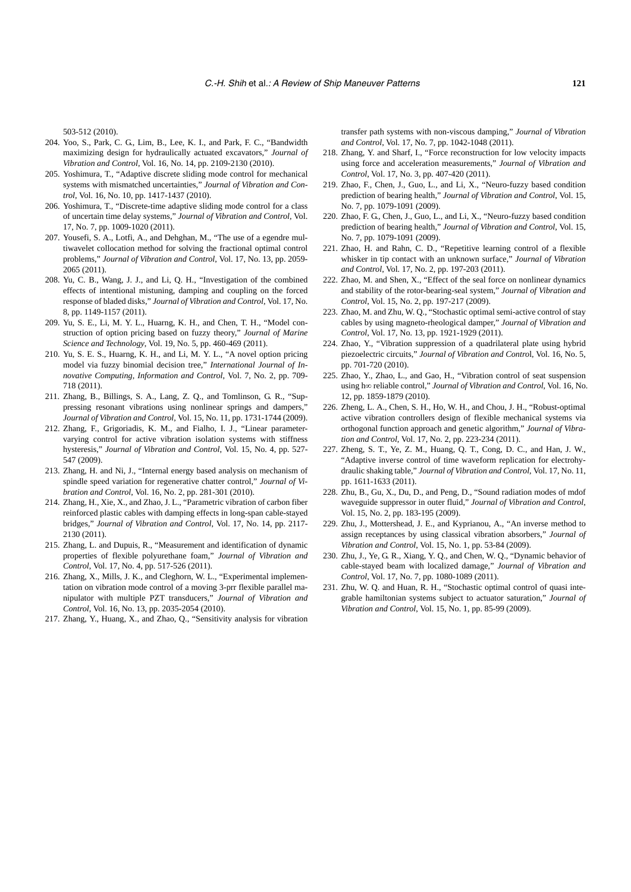503-512 (2010).

204. Yoo, S., Park, C. G., Lim, B., Lee, K. I., and Park, F. C., "Bandwidth maximizing design for hydraulically actuated excavators," *Journal of Vibration and Control*, Vol. 16, No. 14, pp. 2109-2130 (2010).
205. Yoshimura, T., "Adaptive discrete sliding mode control for mechanical systems with mismatched uncertainties," *Journal of Vibration and Control*, Vol. 16, No. 10, pp. 1417-1437 (2010).
206. Yoshimura, T., "Discrete-time adaptive sliding mode control for a class of uncertain time delay systems," *Journal of Vibration and Control*, Vol. 17, No. 7, pp. 1009-1020 (2011).
207. Yousefi, S. A., Lotfi, A., and Dehghan, M., "The use of a egendre multiwavelet collocation method for solving the fractional optimal control problems," *Journal of Vibration and Control*, Vol. 17, No. 13, pp. 2059-2065 (2011).
208. Yu, C. B., Wang, J. J., and Li, Q. H., "Investigation of the combined effects of intentional mistuning, damping and coupling on the forced response of bladed disks," *Journal of Vibration and Control*, Vol. 17, No. 8, pp. 1149-1157 (2011).
209. Yu, S. E., Li, M. Y. L., Huarng, K. H., and Chen, T. H., "Model construction of option pricing based on fuzzy theory," *Journal of Marine Science and Technology*, Vol. 19, No. 5, pp. 460-469 (2011).
210. Yu, S. E. S., Huarng, K. H., and Li, M. Y. L., "A novel option pricing model via fuzzy binomial decision tree," *International Journal of Innovative Computing, Information and Control*, Vol. 7, No. 2, pp. 709-718 (2011).
211. Zhang, B., Billings, S. A., Lang, Z. Q., and Tomlinson, G. R., "Suppressing resonant vibrations using nonlinear springs and dampers," *Journal of Vibration and Control*, Vol. 15, No. 11, pp. 1731-1744 (2009).
212. Zhang, F., Grigoriadis, K. M., and Fialho, I. J., "Linear parameter-varying control for active vibration isolation systems with stiffness hysteresis," *Journal of Vibration and Control*, Vol. 15, No. 4, pp. 527-547 (2009).
213. Zhang, H. and Ni, J., "Internal energy based analysis on mechanism of spindle speed variation for regenerative chatter control," *Journal of Vibration and Control*, Vol. 16, No. 2, pp. 281-301 (2010).
214. Zhang, H., Xie, X., and Zhao, J. L., "Parametric vibration of carbon fiber reinforced plastic cables with damping effects in long-span cable-stayed bridges," *Journal of Vibration and Control*, Vol. 17, No. 14, pp. 2117-2130 (2011).
215. Zhang, L. and Dupuis, R., "Measurement and identification of dynamic properties of flexible polyurethane foam," *Journal of Vibration and Control*, Vol. 17, No. 4, pp. 517-526 (2011).
216. Zhang, X., Mills, J. K., and Cleghorn, W. L., "Experimental implementation on vibration mode control of a moving 3-prr flexible parallel manipulator with multiple PZT transducers," *Journal of Vibration and Control*, Vol. 16, No. 13, pp. 2035-2054 (2010).
217. Zhang, Y., Huang, X., and Zhao, Q., "Sensitivity analysis for vibration transfer path systems with non-viscous damping," *Journal of Vibration and Control*, Vol. 17, No. 7, pp. 1042-1048 (2011).
218. Zhang, Y. and Sharf, I., "Force reconstruction for low velocity impacts using force and acceleration measurements," *Journal of Vibration and Control*, Vol. 17, No. 3, pp. 407-420 (2011).
219. Zhao, F., Chen, J., Guo, L., and Li, X., "Neuro-fuzzy based condition prediction of bearing health," *Journal of Vibration and Control*, Vol. 15, No. 7, pp. 1079-1091 (2009).
220. Zhao, F. G., Chen, J., Guo, L., and Li, X., "Neuro-fuzzy based condition prediction of bearing health," *Journal of Vibration and Control*, Vol. 15, No. 7, pp. 1079-1091 (2009).
221. Zhao, H. and Rahn, C. D., "Repetitive learning control of a flexible whisker in tip contact with an unknown surface," *Journal of Vibration and Control*, Vol. 17, No. 2, pp. 197-203 (2011).
222. Zhao, M. and Shen, X., "Effect of the seal force on nonlinear dynamics and stability of the rotor-bearing-seal system," *Journal of Vibration and Control*, Vol. 15, No. 2, pp. 197-217 (2009).
223. Zhao, M. and Zhu, W. Q., "Stochastic optimal semi-active control of stay cables by using magneto-rheological damper," *Journal of Vibration and Control*, Vol. 17, No. 13, pp. 1921-1929 (2011).
224. Zhao, Y., "Vibration suppression of a quadrilateral plate using hybrid piezoelectric circuits," *Journal of Vibration and Control*, Vol. 16, No. 5, pp. 701-720 (2010).
225. Zhao, Y., Zhao, L., and Gao, H., "Vibration control of seat suspension using h∞ reliable control," *Journal of Vibration and Control*, Vol. 16, No. 12, pp. 1859-1879 (2010).
226. Zheng, L. A., Chen, S. H., Ho, W. H., and Chou, J. H., "Robust-optimal active vibration controllers design of flexible mechanical systems via orthogonal function approach and genetic algorithm," *Journal of Vibration and Control*, Vol. 17, No. 2, pp. 223-234 (2011).
227. Zheng, S. T., Ye, Z. M., Huang, Q. T., Cong, D. C., and Han, J. W., "Adaptive inverse control of time waveform replication for electrohydraulic shaking table," *Journal of Vibration and Control*, Vol. 17, No. 11, pp. 1611-1633 (2011).
228. Zhu, B., Gu, X., Du, D., and Peng, D., "Sound radiation modes of mdof waveguide suppressor in outer fluid," *Journal of Vibration and Control*, Vol. 15, No. 2, pp. 183-195 (2009).
229. Zhu, J., Mottershead, J. E., and Kyprianou, A., "An inverse method to assign receptances by using classical vibration absorbers," *Journal of Vibration and Control*, Vol. 15, No. 1, pp. 53-84 (2009).
230. Zhu, J., Ye, G. R., Xiang, Y. Q., and Chen, W. Q., "Dynamic behavior of cable-stayed beam with localized damage," *Journal of Vibration and Control*, Vol. 17, No. 7, pp. 1080-1089 (2011).
231. Zhu, W. Q. and Huan, R. H., "Stochastic optimal control of quasi integrable hamiltonian systems subject to actuator saturation," *Journal of Vibration and Control*, Vol. 15, No. 1, pp. 85-99 (2009).